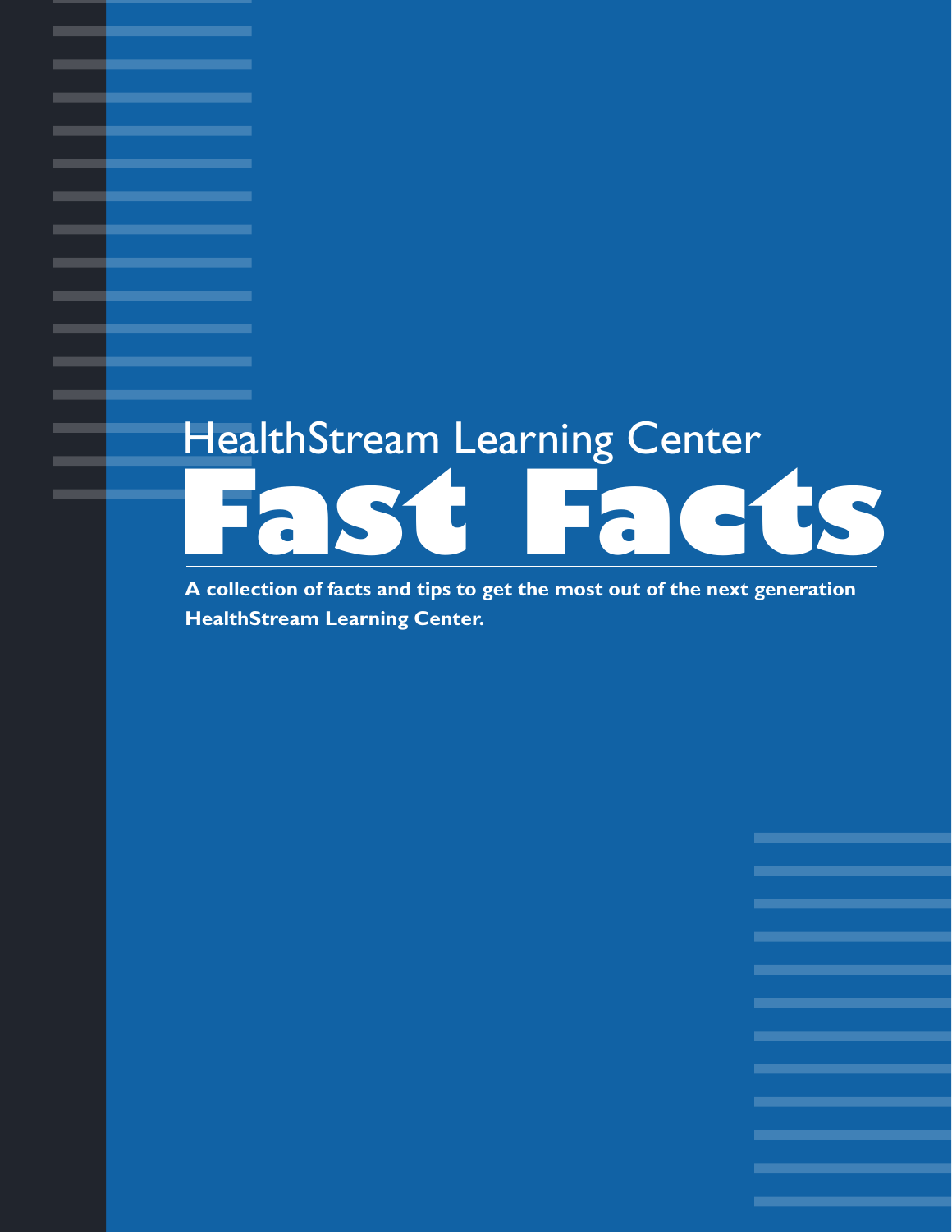HealthStream Learning Center

# Fast Facts

**A collection of facts and tips to get the most out of the next generation HealthStream Learning Center.**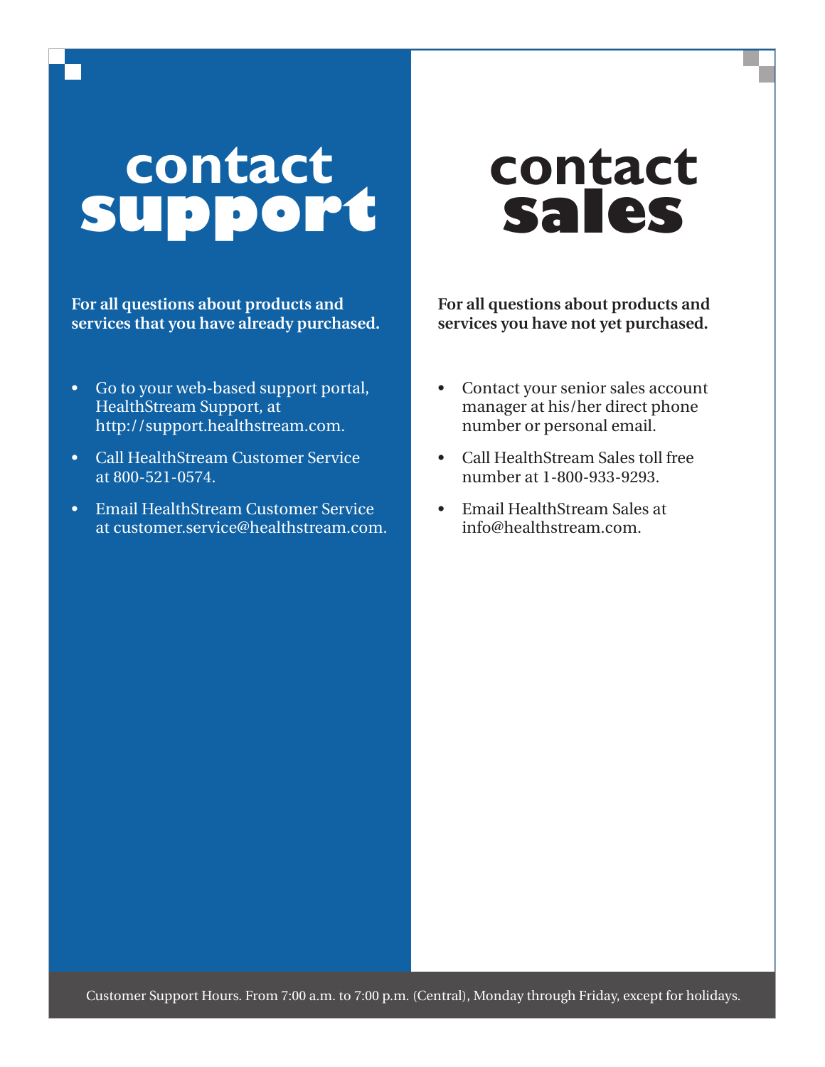# contact support

**For all questions about products and services that you have already purchased.**

- Go to your web-based support portal, HealthStream Support, at http://support.healthstream.com.
- Call HealthStream Customer Service at 800-521-0574.
- Email HealthStream Customer Service at customer.service@healthstream.com.

# contact sales

**For all questions about products and services you have not yet purchased.**

- Contact your senior sales account manager at his/her direct phone number or personal email.
- Call HealthStream Sales toll free number at 1-800-933-9293.
- Email HealthStream Sales at info@healthstream.com.

Customer Support Hours. From 7:00 a.m. to 7:00 p.m. (Central), Monday through Friday, except for holidays.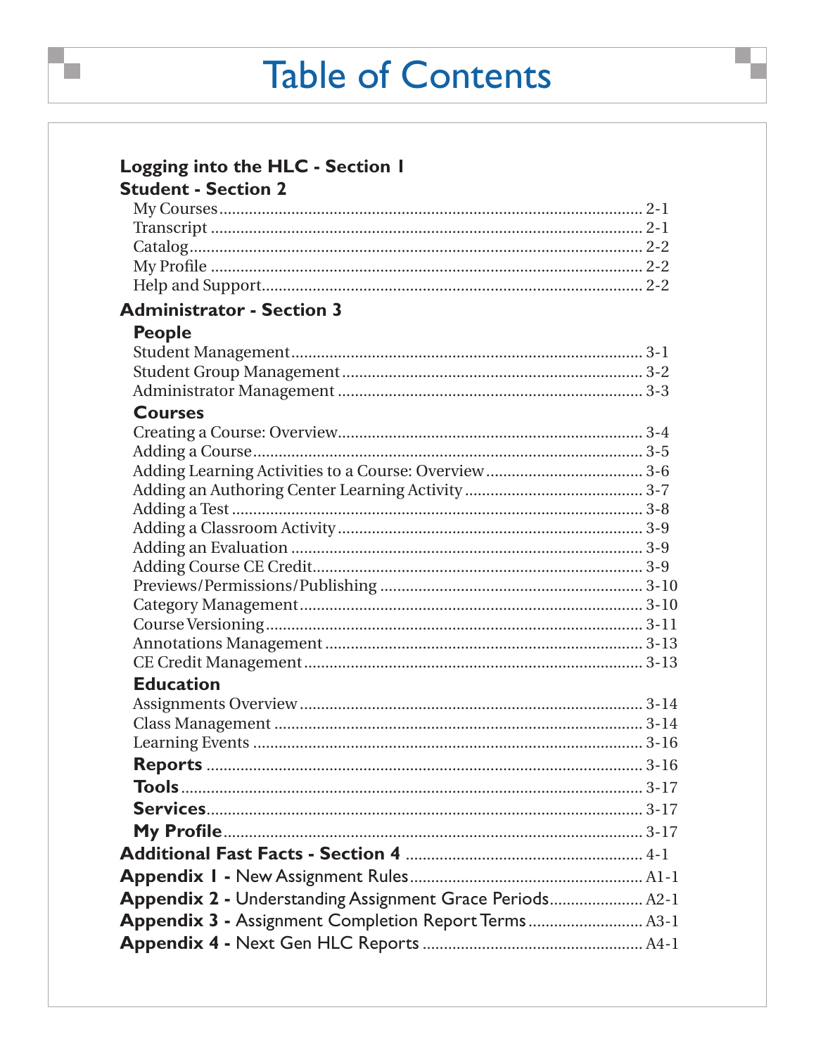# Table of Contents

**Logging into the HLC - Section 1**

**Student - Section 2**

- My Courses .......... 2-1
- Transcript .......... 2-1
- Catalog .......... 2-2
- My Profile .......... 2-2
- Help and Support .......... 2-2

**Administrator - Section 3**

**People**

- Student Management .......... 3-1
- Student Group Management .......... 3-2
- Administrator Management .......... 3-3

**Courses**

- Creating a Course: Overview .......... 3-4
- Adding a Course .......... 3-5
- Adding Learning Activities to a Course: Overview .......... 3-6
- Adding an Authoring Center Learning Activity .......... 3-7
- Adding a Test .......... 3-8
- Adding a Classroom Activity .......... 3-9
- Adding an Evaluation .......... 3-9
- Adding Course CE Credit .......... 3-9
- Previews/Permissions/Publishing .......... 3-10
- Category Management .......... 3-10
- Course Versioning .......... 3-11
- Annotations Management .......... 3-13
- CE Credit Management .......... 3-13

**Education**

- Assignments Overview .......... 3-14
- Class Management .......... 3-14
- Learning Events .......... 3-16

**Reports** .......... 3-16

**Tools** .......... 3-17

**Services** .......... 3-17

**My Profile** .......... 3-17

**Additional Fast Facts - Section 4** .......... 4-1

**Appendix 1 -** New Assignment Rules .......... A1-1

**Appendix 2 -** Understanding Assignment Grace Periods .......... A2-1

**Appendix 3 -** Assignment Completion Report Terms .......... A3-1

**Appendix 4 -** Next Gen HLC Reports .......... A4-1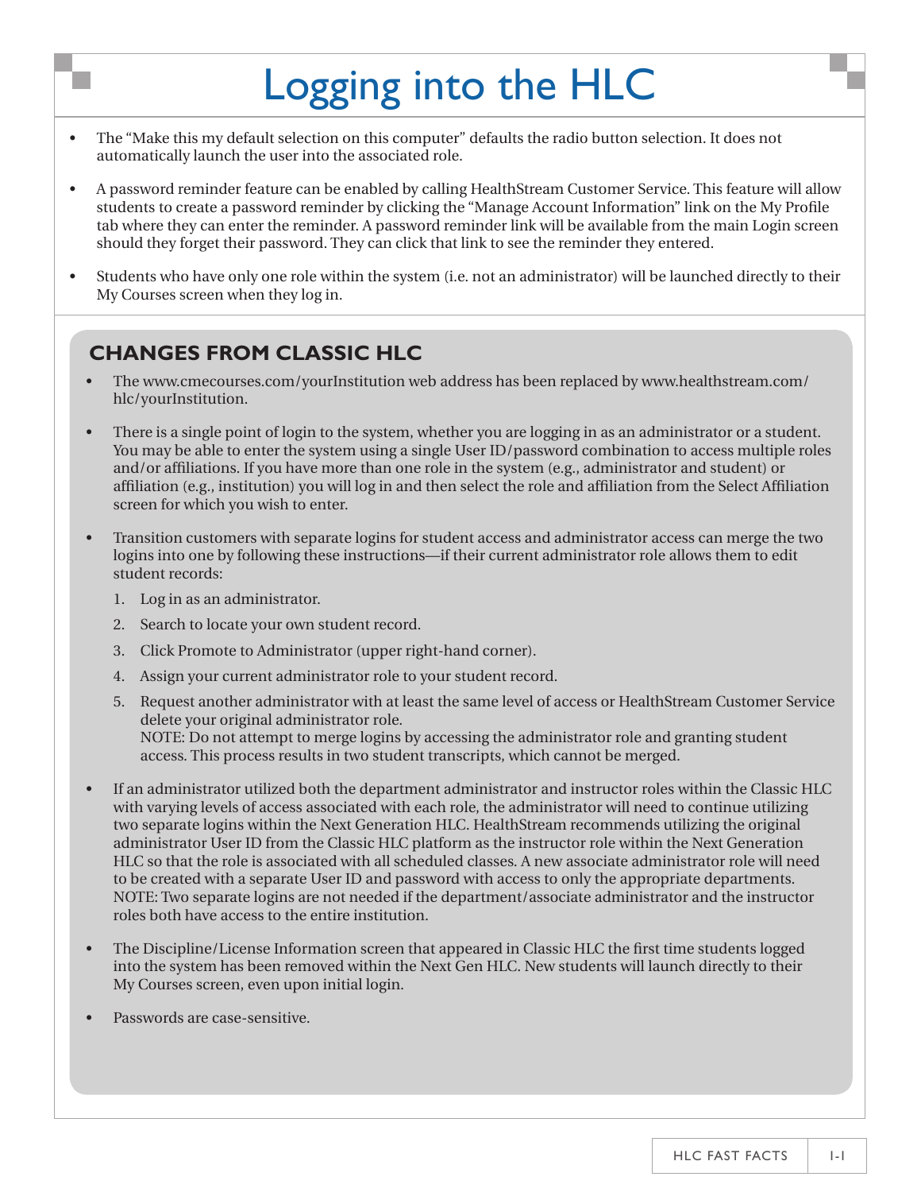# Logging into the HLC

- The “Make this my default selection on this computer” defaults the radio button selection. It does not automatically launch the user into the associated role.
- A password reminder feature can be enabled by calling HealthStream Customer Service. This feature will allow students to create a password reminder by clicking the “Manage Account Information” link on the My Profile tab where they can enter the reminder. A password reminder link will be available from the main Login screen should they forget their password. They can click that link to see the reminder they entered.
- Students who have only one role within the system (i.e. not an administrator) will be launched directly to their My Courses screen when they log in.

## CHANGES FROM CLASSIC HLC

- The www.cmecourses.com/yourInstitution web address has been replaced by www.healthstream.com/hlc/yourInstitution.
- There is a single point of login to the system, whether you are logging in as an administrator or a student. You may be able to enter the system using a single User ID/password combination to access multiple roles and/or affiliations. If you have more than one role in the system (e.g., administrator and student) or affiliation (e.g., institution) you will log in and then select the role and affiliation from the Select Affiliation screen for which you wish to enter.
- Transition customers with separate logins for student access and administrator access can merge the two logins into one by following these instructions—if their current administrator role allows them to edit student records:
  1. Log in as an administrator.
  2. Search to locate your own student record.
  3. Click Promote to Administrator (upper right-hand corner).
  4. Assign your current administrator role to your student record.
  5. Request another administrator with at least the same level of access or HealthStream Customer Service delete your original administrator role.
     NOTE: Do not attempt to merge logins by accessing the administrator role and granting student access. This process results in two student transcripts, which cannot be merged.
- If an administrator utilized both the department administrator and instructor roles within the Classic HLC with varying levels of access associated with each role, the administrator will need to continue utilizing two separate logins within the Next Generation HLC. HealthStream recommends utilizing the original administrator User ID from the Classic HLC platform as the instructor role within the Next Generation HLC so that the role is associated with all scheduled classes. A new associate administrator role will need to be created with a separate User ID and password with access to only the appropriate departments.
  NOTE: Two separate logins are not needed if the department/associate administrator and the instructor roles both have access to the entire institution.
- The Discipline/License Information screen that appeared in Classic HLC the first time students logged into the system has been removed within the Next Gen HLC. New students will launch directly to their My Courses screen, even upon initial login.
- Passwords are case-sensitive.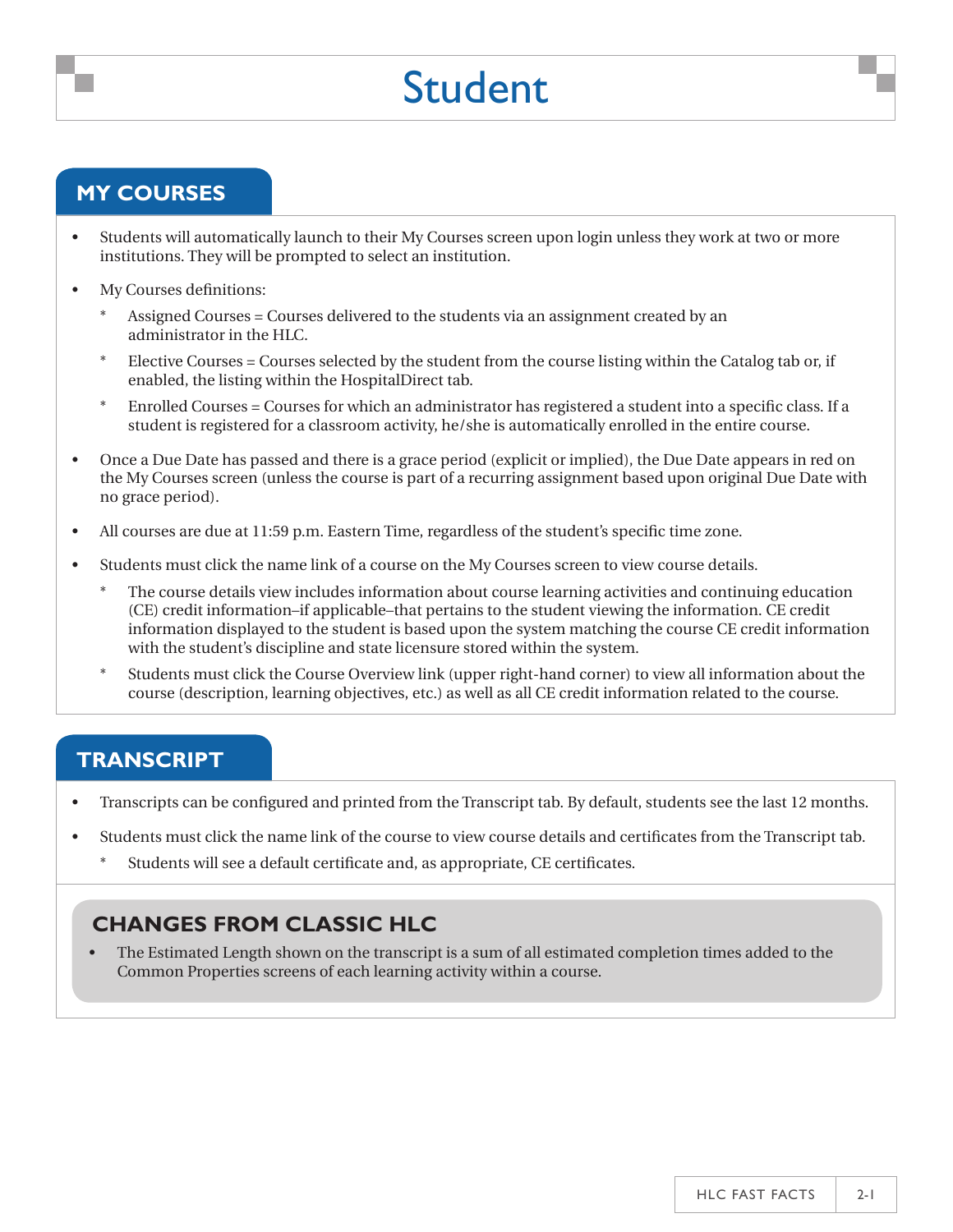# Student

## MY COURSES

- Students will automatically launch to their My Courses screen upon login unless they work at two or more institutions. They will be prompted to select an institution.
- My Courses definitions:
  - Assigned Courses = Courses delivered to the students via an assignment created by an administrator in the HLC.
  - Elective Courses = Courses selected by the student from the course listing within the Catalog tab or, if enabled, the listing within the HospitalDirect tab.
  - Enrolled Courses = Courses for which an administrator has registered a student into a specific class. If a student is registered for a classroom activity, he/she is automatically enrolled in the entire course.
- Once a Due Date has passed and there is a grace period (explicit or implied), the Due Date appears in red on the My Courses screen (unless the course is part of a recurring assignment based upon original Due Date with no grace period).
- All courses are due at 11:59 p.m. Eastern Time, regardless of the student's specific time zone.
- Students must click the name link of a course on the My Courses screen to view course details.
  - The course details view includes information about course learning activities and continuing education (CE) credit information–if applicable–that pertains to the student viewing the information. CE credit information displayed to the student is based upon the system matching the course CE credit information with the student's discipline and state licensure stored within the system.
  - Students must click the Course Overview link (upper right-hand corner) to view all information about the course (description, learning objectives, etc.) as well as all CE credit information related to the course.

## TRANSCRIPT

- Transcripts can be configured and printed from the Transcript tab. By default, students see the last 12 months.
- Students must click the name link of the course to view course details and certificates from the Transcript tab.
  - Students will see a default certificate and, as appropriate, CE certificates.

### CHANGES FROM CLASSIC HLC

- The Estimated Length shown on the transcript is a sum of all estimated completion times added to the Common Properties screens of each learning activity within a course.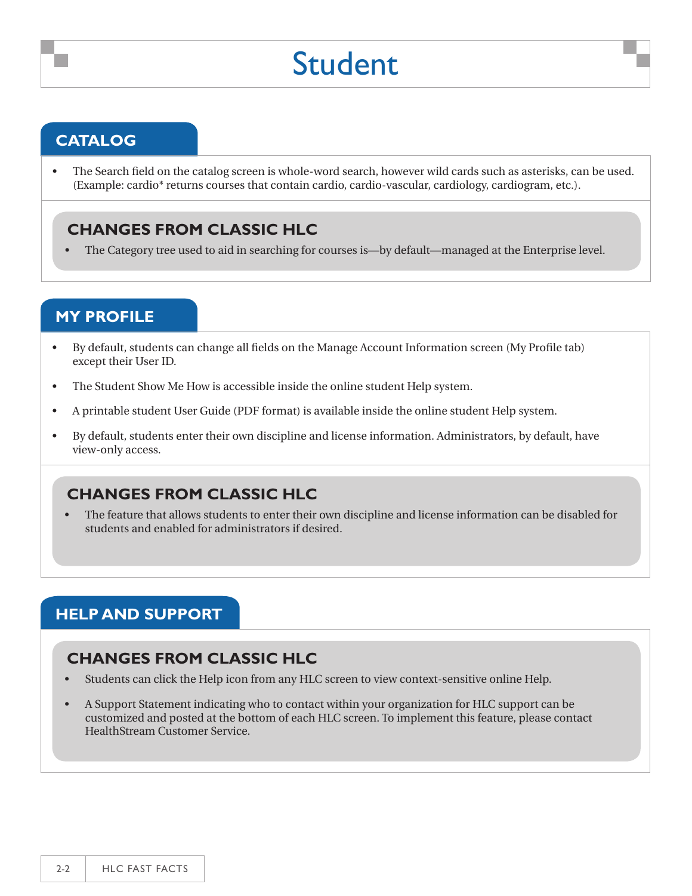# Student

## CATALOG

- The Search field on the catalog screen is whole-word search, however wild cards such as asterisks, can be used. (Example: cardio* returns courses that contain cardio, cardio-vascular, cardiology, cardiogram, etc.).

### CHANGES FROM CLASSIC HLC

- The Category tree used to aid in searching for courses is—by default—managed at the Enterprise level.

## MY PROFILE

- By default, students can change all fields on the Manage Account Information screen (My Profile tab) except their User ID.
- The Student Show Me How is accessible inside the online student Help system.
- A printable student User Guide (PDF format) is available inside the online student Help system.
- By default, students enter their own discipline and license information. Administrators, by default, have view-only access.

### CHANGES FROM CLASSIC HLC

- The feature that allows students to enter their own discipline and license information can be disabled for students and enabled for administrators if desired.

## HELP AND SUPPORT

### CHANGES FROM CLASSIC HLC

- Students can click the Help icon from any HLC screen to view context-sensitive online Help.
- A Support Statement indicating who to contact within your organization for HLC support can be customized and posted at the bottom of each HLC screen. To implement this feature, please contact HealthStream Customer Service.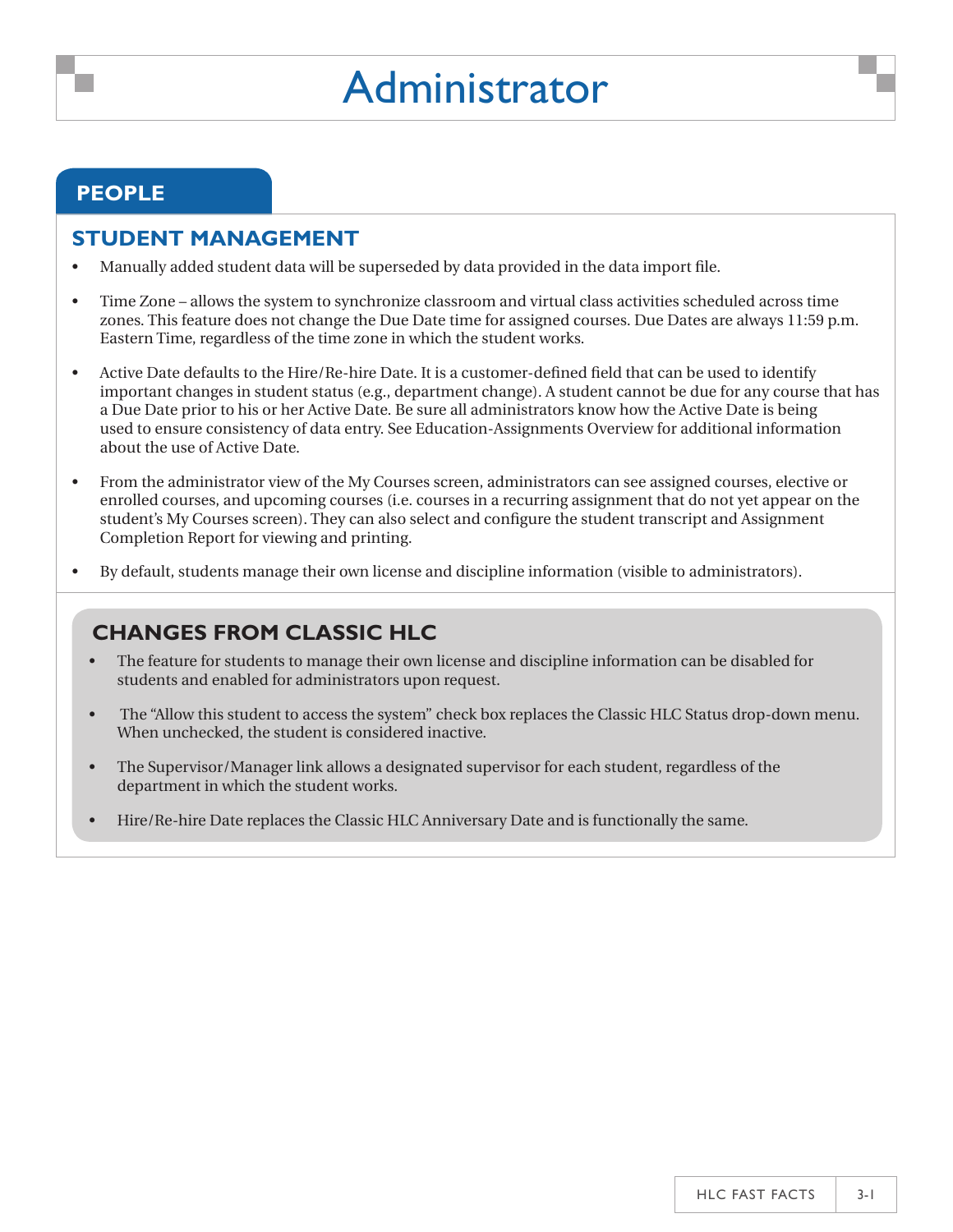# Administrator

## PEOPLE

### STUDENT MANAGEMENT

- Manually added student data will be superseded by data provided in the data import file.
- Time Zone – allows the system to synchronize classroom and virtual class activities scheduled across time zones. This feature does not change the Due Date time for assigned courses. Due Dates are always 11:59 p.m. Eastern Time, regardless of the time zone in which the student works.
- Active Date defaults to the Hire/Re-hire Date. It is a customer-defined field that can be used to identify important changes in student status (e.g., department change). A student cannot be due for any course that has a Due Date prior to his or her Active Date. Be sure all administrators know how the Active Date is being used to ensure consistency of data entry. See Education-Assignments Overview for additional information about the use of Active Date.
- From the administrator view of the My Courses screen, administrators can see assigned courses, elective or enrolled courses, and upcoming courses (i.e. courses in a recurring assignment that do not yet appear on the student's My Courses screen). They can also select and configure the student transcript and Assignment Completion Report for viewing and printing.
- By default, students manage their own license and discipline information (visible to administrators).

### CHANGES FROM CLASSIC HLC

- The feature for students to manage their own license and discipline information can be disabled for students and enabled for administrators upon request.
- The "Allow this student to access the system" check box replaces the Classic HLC Status drop-down menu. When unchecked, the student is considered inactive.
- The Supervisor/Manager link allows a designated supervisor for each student, regardless of the department in which the student works.
- Hire/Re-hire Date replaces the Classic HLC Anniversary Date and is functionally the same.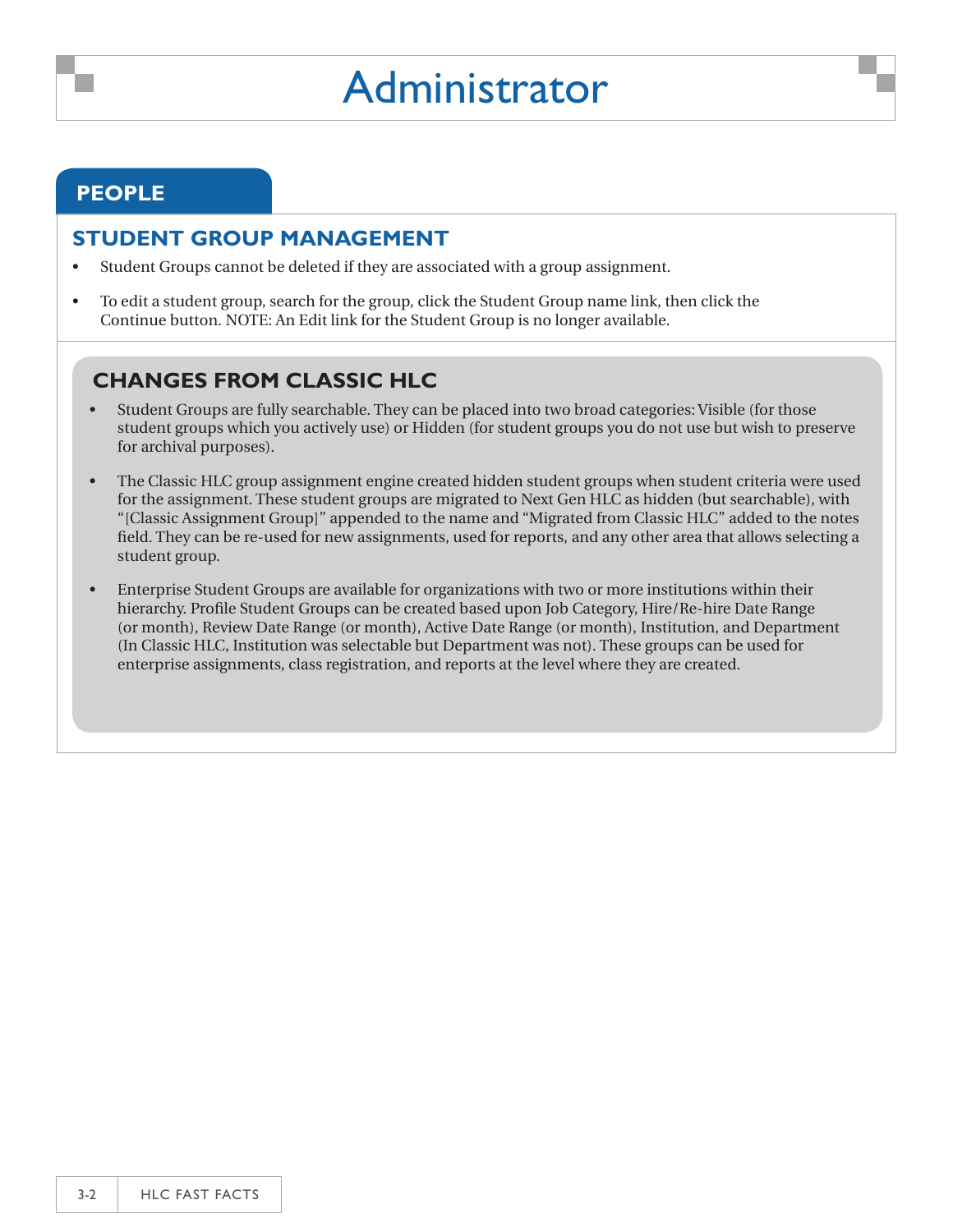# Administrator

## PEOPLE

### STUDENT GROUP MANAGEMENT

- Student Groups cannot be deleted if they are associated with a group assignment.
- To edit a student group, search for the group, click the Student Group name link, then click the Continue button. NOTE: An Edit link for the Student Group is no longer available.

### CHANGES FROM CLASSIC HLC

- Student Groups are fully searchable. They can be placed into two broad categories: Visible (for those student groups which you actively use) or Hidden (for student groups you do not use but wish to preserve for archival purposes).
- The Classic HLC group assignment engine created hidden student groups when student criteria were used for the assignment. These student groups are migrated to Next Gen HLC as hidden (but searchable), with "[Classic Assignment Group]" appended to the name and "Migrated from Classic HLC" added to the notes field. They can be re-used for new assignments, used for reports, and any other area that allows selecting a student group.
- Enterprise Student Groups are available for organizations with two or more institutions within their hierarchy. Profile Student Groups can be created based upon Job Category, Hire/Re-hire Date Range (or month), Review Date Range (or month), Active Date Range (or month), Institution, and Department (In Classic HLC, Institution was selectable but Department was not). These groups can be used for enterprise assignments, class registration, and reports at the level where they are created.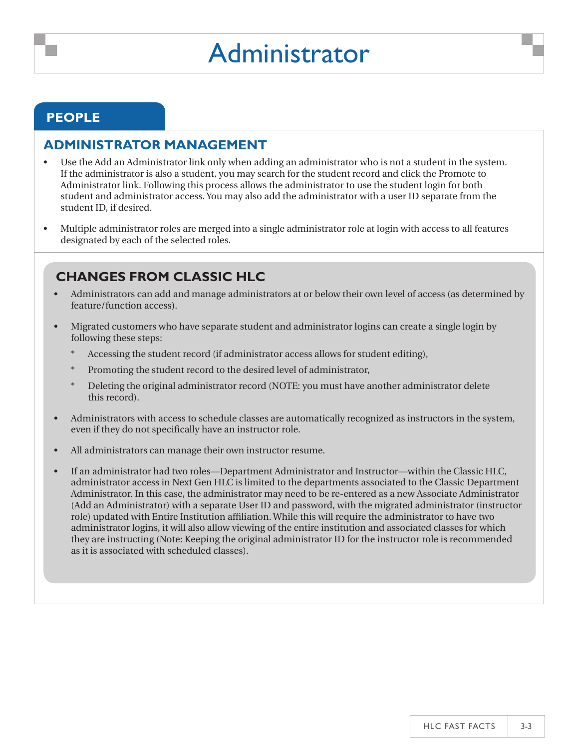# Administrator

## PEOPLE

### ADMINISTRATOR MANAGEMENT

- Use the Add an Administrator link only when adding an administrator who is not a student in the system. If the administrator is also a student, you may search for the student record and click the Promote to Administrator link. Following this process allows the administrator to use the student login for both student and administrator access. You may also add the administrator with a user ID separate from the student ID, if desired.
- Multiple administrator roles are merged into a single administrator role at login with access to all features designated by each of the selected roles.

### CHANGES FROM CLASSIC HLC

- Administrators can add and manage administrators at or below their own level of access (as determined by feature/function access).
- Migrated customers who have separate student and administrator logins can create a single login by following these steps:
  - Accessing the student record (if administrator access allows for student editing),
  - Promoting the student record to the desired level of administrator,
  - Deleting the original administrator record (NOTE: you must have another administrator delete this record).
- Administrators with access to schedule classes are automatically recognized as instructors in the system, even if they do not specifically have an instructor role.
- All administrators can manage their own instructor resume.
- If an administrator had two roles—Department Administrator and Instructor—within the Classic HLC, administrator access in Next Gen HLC is limited to the departments associated to the Classic Department Administrator. In this case, the administrator may need to be re-entered as a new Associate Administrator (Add an Administrator) with a separate User ID and password, with the migrated administrator (instructor role) updated with Entire Institution affiliation. While this will require the administrator to have two administrator logins, it will also allow viewing of the entire institution and associated classes for which they are instructing (Note: Keeping the original administrator ID for the instructor role is recommended as it is associated with scheduled classes).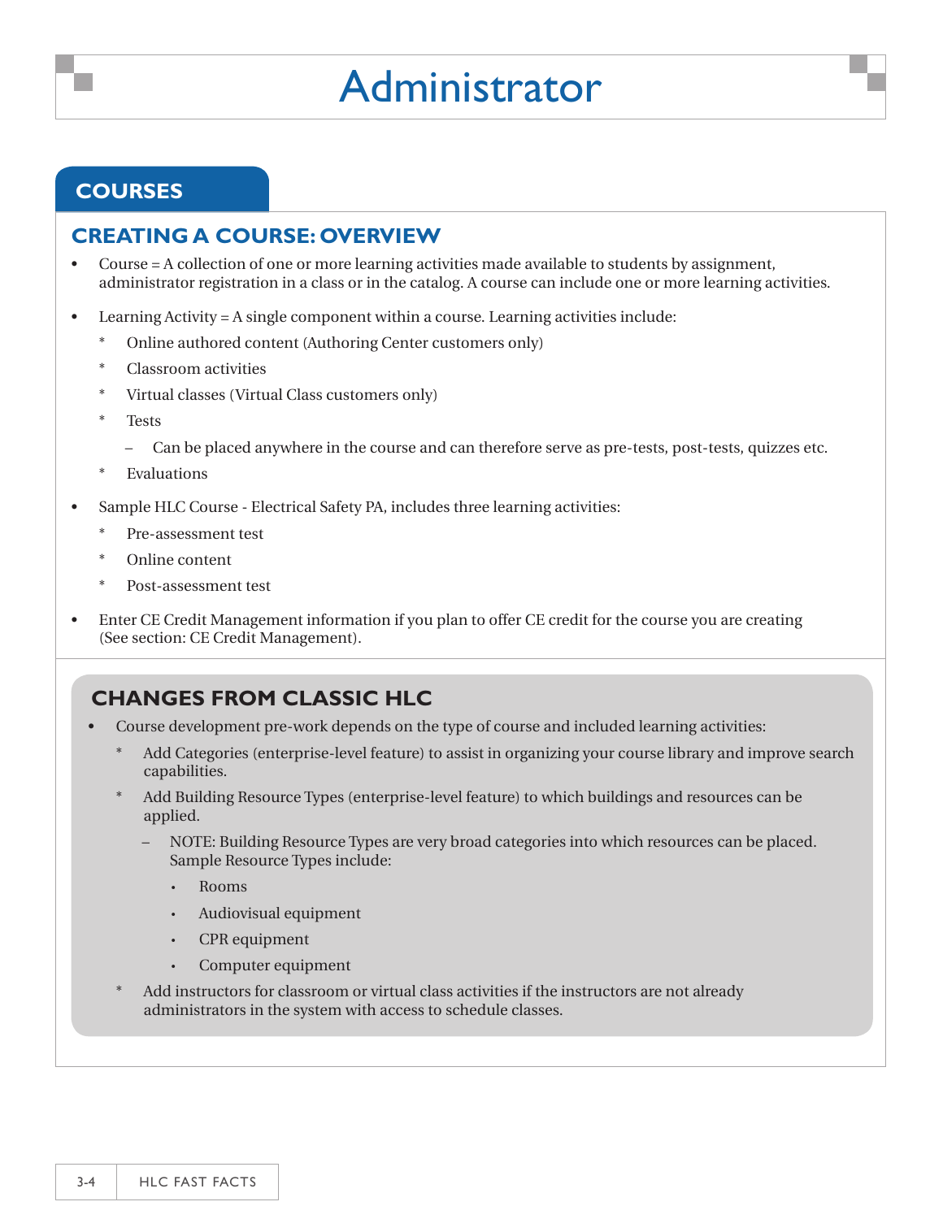# Administrator

## COURSES

### CREATING A COURSE: OVERVIEW

- Course = A collection of one or more learning activities made available to students by assignment, administrator registration in a class or in the catalog. A course can include one or more learning activities.
- Learning Activity = A single component within a course. Learning activities include:
  - Online authored content (Authoring Center customers only)
  - Classroom activities
  - Virtual classes (Virtual Class customers only)
  - Tests
    - Can be placed anywhere in the course and can therefore serve as pre-tests, post-tests, quizzes etc.
  - Evaluations
- Sample HLC Course - Electrical Safety PA, includes three learning activities:
  - Pre-assessment test
  - Online content
  - Post-assessment test
- Enter CE Credit Management information if you plan to offer CE credit for the course you are creating (See section: CE Credit Management).

### CHANGES FROM CLASSIC HLC

- Course development pre-work depends on the type of course and included learning activities:
  - Add Categories (enterprise-level feature) to assist in organizing your course library and improve search capabilities.
  - Add Building Resource Types (enterprise-level feature) to which buildings and resources can be applied.
    - NOTE: Building Resource Types are very broad categories into which resources can be placed. Sample Resource Types include:
      - Rooms
      - Audiovisual equipment
      - CPR equipment
      - Computer equipment
  - Add instructors for classroom or virtual class activities if the instructors are not already administrators in the system with access to schedule classes.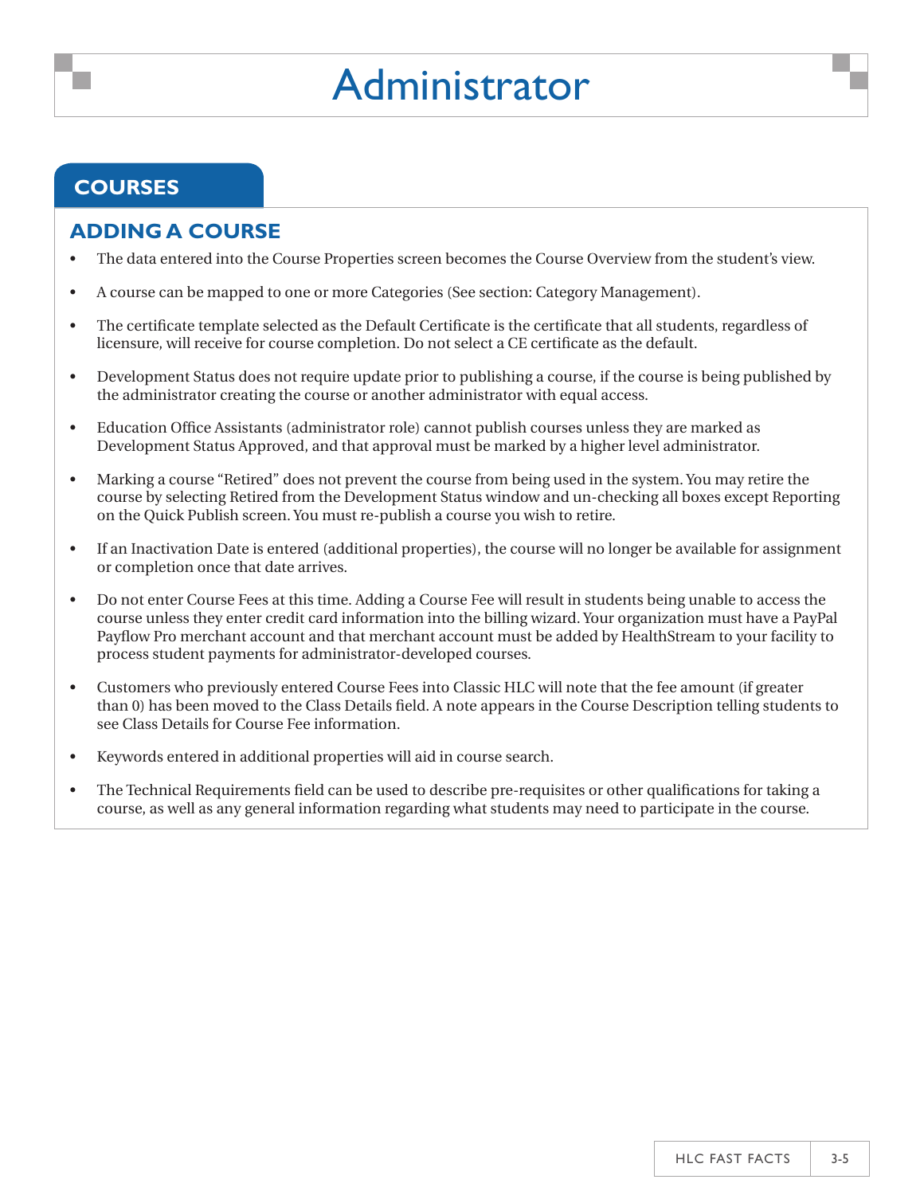# Administrator

## COURSES

### ADDING A COURSE

- The data entered into the Course Properties screen becomes the Course Overview from the student's view.
- A course can be mapped to one or more Categories (See section: Category Management).
- The certificate template selected as the Default Certificate is the certificate that all students, regardless of licensure, will receive for course completion. Do not select a CE certificate as the default.
- Development Status does not require update prior to publishing a course, if the course is being published by the administrator creating the course or another administrator with equal access.
- Education Office Assistants (administrator role) cannot publish courses unless they are marked as Development Status Approved, and that approval must be marked by a higher level administrator.
- Marking a course "Retired" does not prevent the course from being used in the system. You may retire the course by selecting Retired from the Development Status window and un-checking all boxes except Reporting on the Quick Publish screen. You must re-publish a course you wish to retire.
- If an Inactivation Date is entered (additional properties), the course will no longer be available for assignment or completion once that date arrives.
- Do not enter Course Fees at this time. Adding a Course Fee will result in students being unable to access the course unless they enter credit card information into the billing wizard. Your organization must have a PayPal Payflow Pro merchant account and that merchant account must be added by HealthStream to your facility to process student payments for administrator-developed courses.
- Customers who previously entered Course Fees into Classic HLC will note that the fee amount (if greater than 0) has been moved to the Class Details field. A note appears in the Course Description telling students to see Class Details for Course Fee information.
- Keywords entered in additional properties will aid in course search.
- The Technical Requirements field can be used to describe pre-requisites or other qualifications for taking a course, as well as any general information regarding what students may need to participate in the course.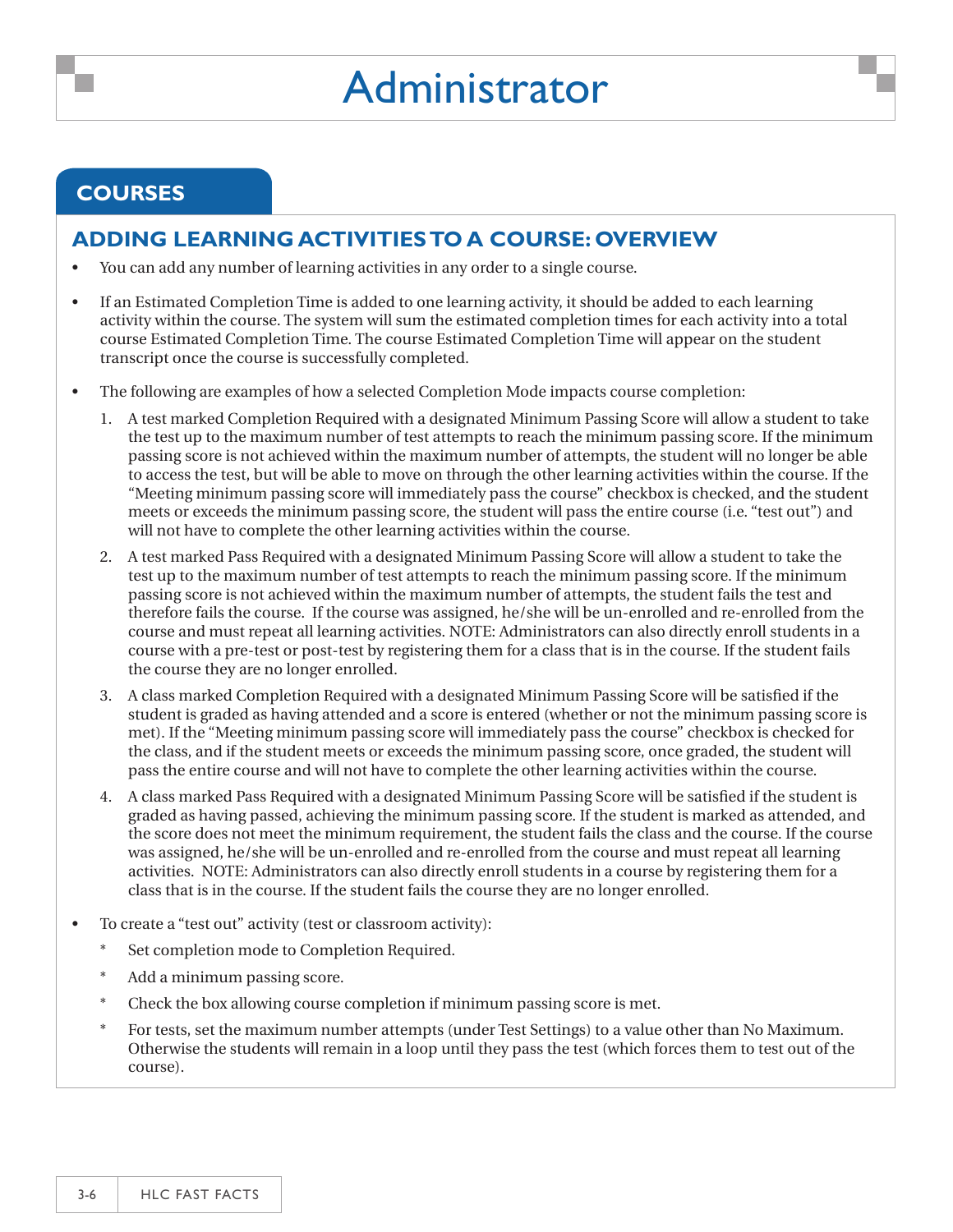# Administrator

## COURSES

### ADDING LEARNING ACTIVITIES TO A COURSE: OVERVIEW

- You can add any number of learning activities in any order to a single course.
- If an Estimated Completion Time is added to one learning activity, it should be added to each learning activity within the course. The system will sum the estimated completion times for each activity into a total course Estimated Completion Time. The course Estimated Completion Time will appear on the student transcript once the course is successfully completed.
- The following are examples of how a selected Completion Mode impacts course completion:
  1. A test marked Completion Required with a designated Minimum Passing Score will allow a student to take the test up to the maximum number of test attempts to reach the minimum passing score. If the minimum passing score is not achieved within the maximum number of attempts, the student will no longer be able to access the test, but will be able to move on through the other learning activities within the course. If the "Meeting minimum passing score will immediately pass the course" checkbox is checked, and the student meets or exceeds the minimum passing score, the student will pass the entire course (i.e. "test out") and will not have to complete the other learning activities within the course.
  2. A test marked Pass Required with a designated Minimum Passing Score will allow a student to take the test up to the maximum number of test attempts to reach the minimum passing score. If the minimum passing score is not achieved within the maximum number of attempts, the student fails the test and therefore fails the course. If the course was assigned, he/she will be un-enrolled and re-enrolled from the course and must repeat all learning activities. NOTE: Administrators can also directly enroll students in a course with a pre-test or post-test by registering them for a class that is in the course. If the student fails the course they are no longer enrolled.
  3. A class marked Completion Required with a designated Minimum Passing Score will be satisfied if the student is graded as having attended and a score is entered (whether or not the minimum passing score is met). If the "Meeting minimum passing score will immediately pass the course" checkbox is checked for the class, and if the student meets or exceeds the minimum passing score, once graded, the student will pass the entire course and will not have to complete the other learning activities within the course.
  4. A class marked Pass Required with a designated Minimum Passing Score will be satisfied if the student is graded as having passed, achieving the minimum passing score. If the student is marked as attended, and the score does not meet the minimum requirement, the student fails the class and the course. If the course was assigned, he/she will be un-enrolled and re-enrolled from the course and must repeat all learning activities. NOTE: Administrators can also directly enroll students in a course by registering them for a class that is in the course. If the student fails the course they are no longer enrolled.
- To create a "test out" activity (test or classroom activity):
  - Set completion mode to Completion Required.
  - Add a minimum passing score.
  - Check the box allowing course completion if minimum passing score is met.
  - For tests, set the maximum number attempts (under Test Settings) to a value other than No Maximum. Otherwise the students will remain in a loop until they pass the test (which forces them to test out of the course).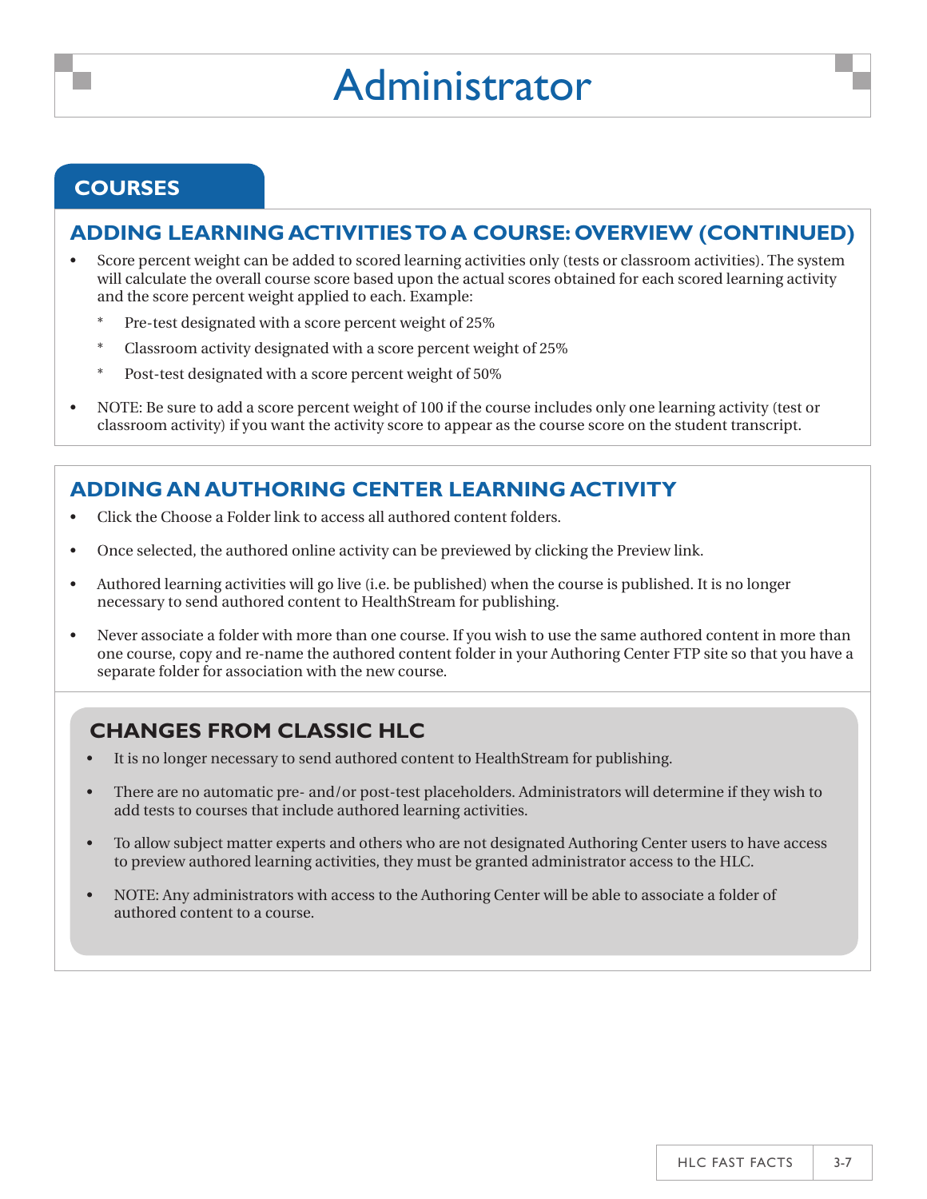# Administrator

## COURSES

### ADDING LEARNING ACTIVITIES TO A COURSE: OVERVIEW (CONTINUED)

- Score percent weight can be added to scored learning activities only (tests or classroom activities). The system will calculate the overall course score based upon the actual scores obtained for each scored learning activity and the score percent weight applied to each. Example:
  - Pre-test designated with a score percent weight of 25%
  - Classroom activity designated with a score percent weight of 25%
  - Post-test designated with a score percent weight of 50%
- NOTE: Be sure to add a score percent weight of 100 if the course includes only one learning activity (test or classroom activity) if you want the activity score to appear as the course score on the student transcript.

### ADDING AN AUTHORING CENTER LEARNING ACTIVITY

- Click the Choose a Folder link to access all authored content folders.
- Once selected, the authored online activity can be previewed by clicking the Preview link.
- Authored learning activities will go live (i.e. be published) when the course is published. It is no longer necessary to send authored content to HealthStream for publishing.
- Never associate a folder with more than one course. If you wish to use the same authored content in more than one course, copy and re-name the authored content folder in your Authoring Center FTP site so that you have a separate folder for association with the new course.

### CHANGES FROM CLASSIC HLC

- It is no longer necessary to send authored content to HealthStream for publishing.
- There are no automatic pre- and/or post-test placeholders. Administrators will determine if they wish to add tests to courses that include authored learning activities.
- To allow subject matter experts and others who are not designated Authoring Center users to have access to preview authored learning activities, they must be granted administrator access to the HLC.
- NOTE: Any administrators with access to the Authoring Center will be able to associate a folder of authored content to a course.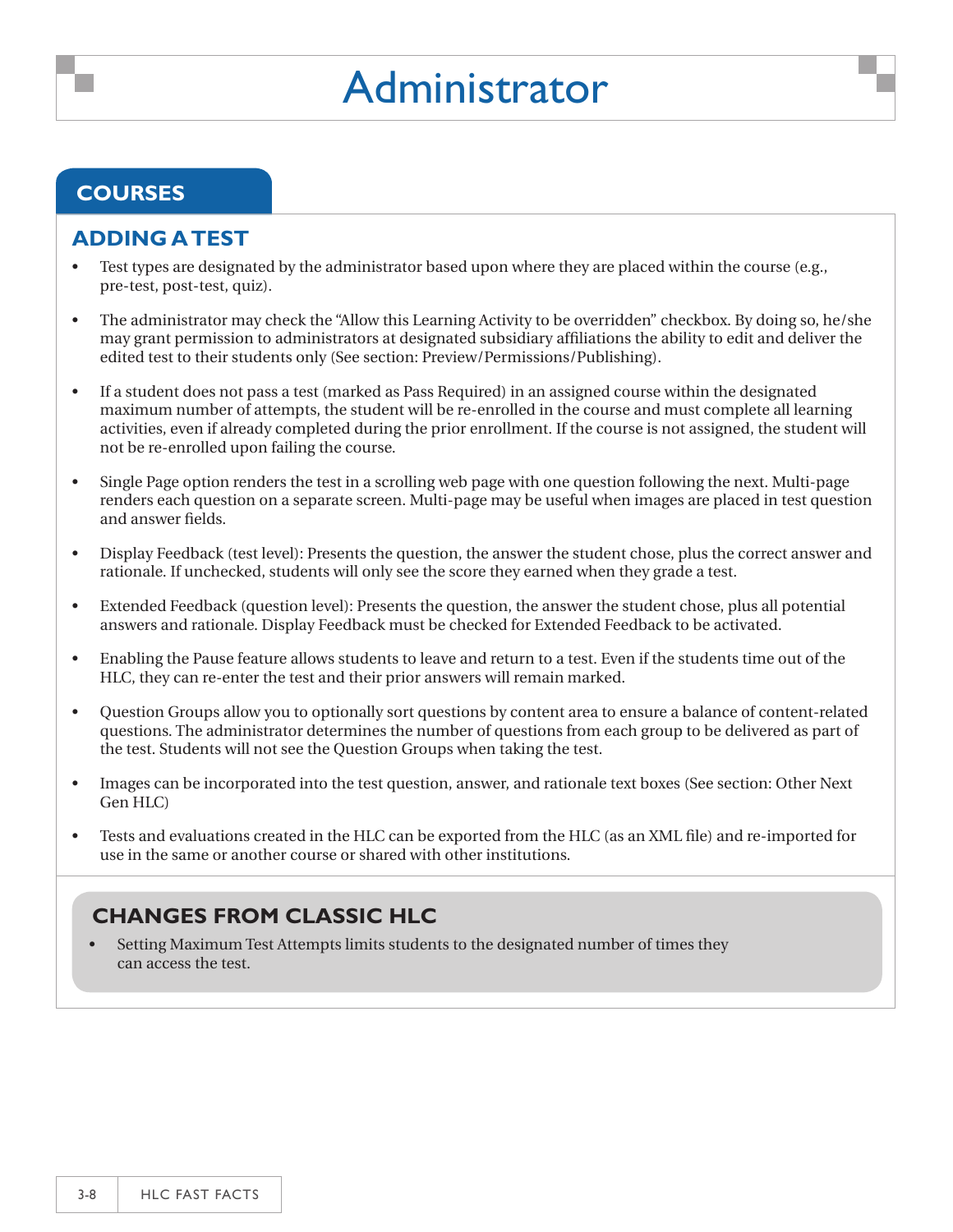# Administrator

## COURSES

### ADDING A TEST

- Test types are designated by the administrator based upon where they are placed within the course (e.g., pre-test, post-test, quiz).
- The administrator may check the "Allow this Learning Activity to be overridden" checkbox. By doing so, he/she may grant permission to administrators at designated subsidiary affiliations the ability to edit and deliver the edited test to their students only (See section: Preview/Permissions/Publishing).
- If a student does not pass a test (marked as Pass Required) in an assigned course within the designated maximum number of attempts, the student will be re-enrolled in the course and must complete all learning activities, even if already completed during the prior enrollment. If the course is not assigned, the student will not be re-enrolled upon failing the course.
- Single Page option renders the test in a scrolling web page with one question following the next. Multi-page renders each question on a separate screen. Multi-page may be useful when images are placed in test question and answer fields.
- Display Feedback (test level): Presents the question, the answer the student chose, plus the correct answer and rationale. If unchecked, students will only see the score they earned when they grade a test.
- Extended Feedback (question level): Presents the question, the answer the student chose, plus all potential answers and rationale. Display Feedback must be checked for Extended Feedback to be activated.
- Enabling the Pause feature allows students to leave and return to a test. Even if the students time out of the HLC, they can re-enter the test and their prior answers will remain marked.
- Question Groups allow you to optionally sort questions by content area to ensure a balance of content-related questions. The administrator determines the number of questions from each group to be delivered as part of the test. Students will not see the Question Groups when taking the test.
- Images can be incorporated into the test question, answer, and rationale text boxes (See section: Other Next Gen HLC)
- Tests and evaluations created in the HLC can be exported from the HLC (as an XML file) and re-imported for use in the same or another course or shared with other institutions.

### CHANGES FROM CLASSIC HLC

- Setting Maximum Test Attempts limits students to the designated number of times they can access the test.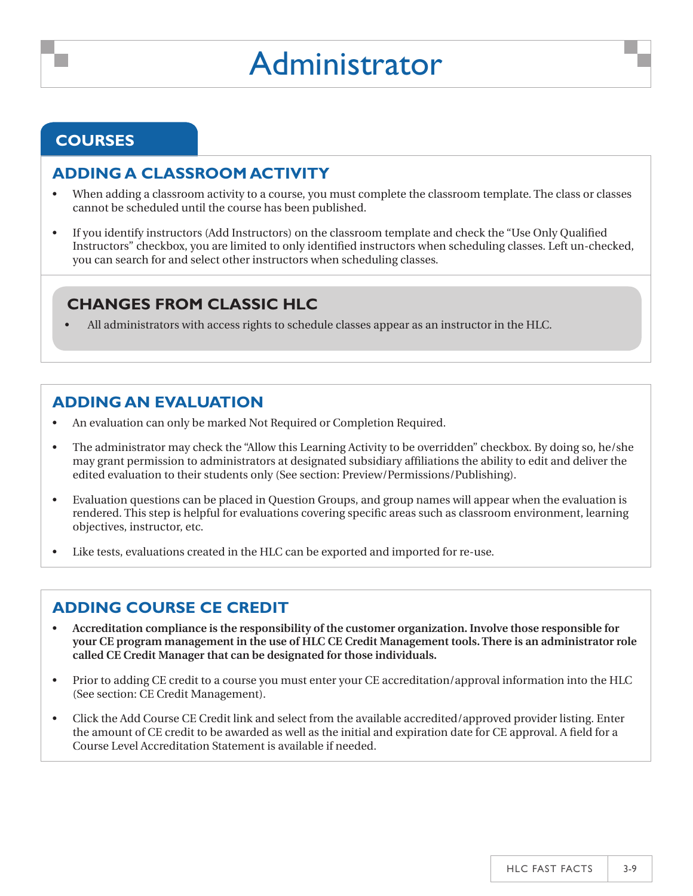# Administrator

## COURSES

### ADDING A CLASSROOM ACTIVITY

- When adding a classroom activity to a course, you must complete the classroom template. The class or classes cannot be scheduled until the course has been published.
- If you identify instructors (Add Instructors) on the classroom template and check the "Use Only Qualified Instructors" checkbox, you are limited to only identified instructors when scheduling classes. Left un-checked, you can search for and select other instructors when scheduling classes.

### CHANGES FROM CLASSIC HLC

- All administrators with access rights to schedule classes appear as an instructor in the HLC.

### ADDING AN EVALUATION

- An evaluation can only be marked Not Required or Completion Required.
- The administrator may check the "Allow this Learning Activity to be overridden" checkbox. By doing so, he/she may grant permission to administrators at designated subsidiary affiliations the ability to edit and deliver the edited evaluation to their students only (See section: Preview/Permissions/Publishing).
- Evaluation questions can be placed in Question Groups, and group names will appear when the evaluation is rendered. This step is helpful for evaluations covering specific areas such as classroom environment, learning objectives, instructor, etc.
- Like tests, evaluations created in the HLC can be exported and imported for re-use.

### ADDING COURSE CE CREDIT

- **Accreditation compliance is the responsibility of the customer organization. Involve those responsible for your CE program management in the use of HLC CE Credit Management tools. There is an administrator role called CE Credit Manager that can be designated for those individuals.**
- Prior to adding CE credit to a course you must enter your CE accreditation/approval information into the HLC (See section: CE Credit Management).
- Click the Add Course CE Credit link and select from the available accredited/approved provider listing. Enter the amount of CE credit to be awarded as well as the initial and expiration date for CE approval. A field for a Course Level Accreditation Statement is available if needed.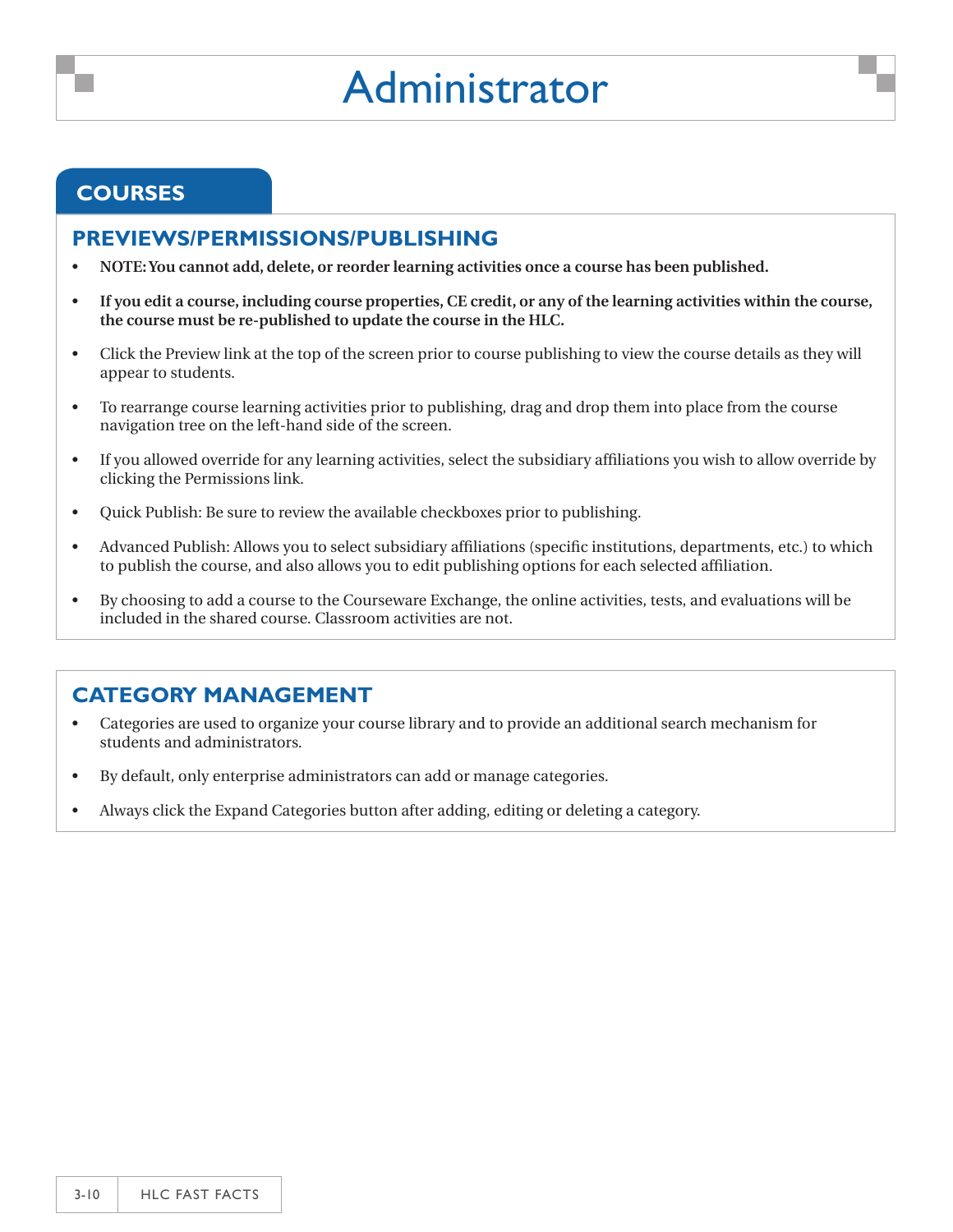# Administrator

## COURSES

### PREVIEWS/PERMISSIONS/PUBLISHING

- **NOTE: You cannot add, delete, or reorder learning activities once a course has been published.**
- **If you edit a course, including course properties, CE credit, or any of the learning activities within the course, the course must be re-published to update the course in the HLC.**
- Click the Preview link at the top of the screen prior to course publishing to view the course details as they will appear to students.
- To rearrange course learning activities prior to publishing, drag and drop them into place from the course navigation tree on the left-hand side of the screen.
- If you allowed override for any learning activities, select the subsidiary affiliations you wish to allow override by clicking the Permissions link.
- Quick Publish: Be sure to review the available checkboxes prior to publishing.
- Advanced Publish: Allows you to select subsidiary affiliations (specific institutions, departments, etc.) to which to publish the course, and also allows you to edit publishing options for each selected affiliation.
- By choosing to add a course to the Courseware Exchange, the online activities, tests, and evaluations will be included in the shared course. Classroom activities are not.

### CATEGORY MANAGEMENT

- Categories are used to organize your course library and to provide an additional search mechanism for students and administrators.
- By default, only enterprise administrators can add or manage categories.
- Always click the Expand Categories button after adding, editing or deleting a category.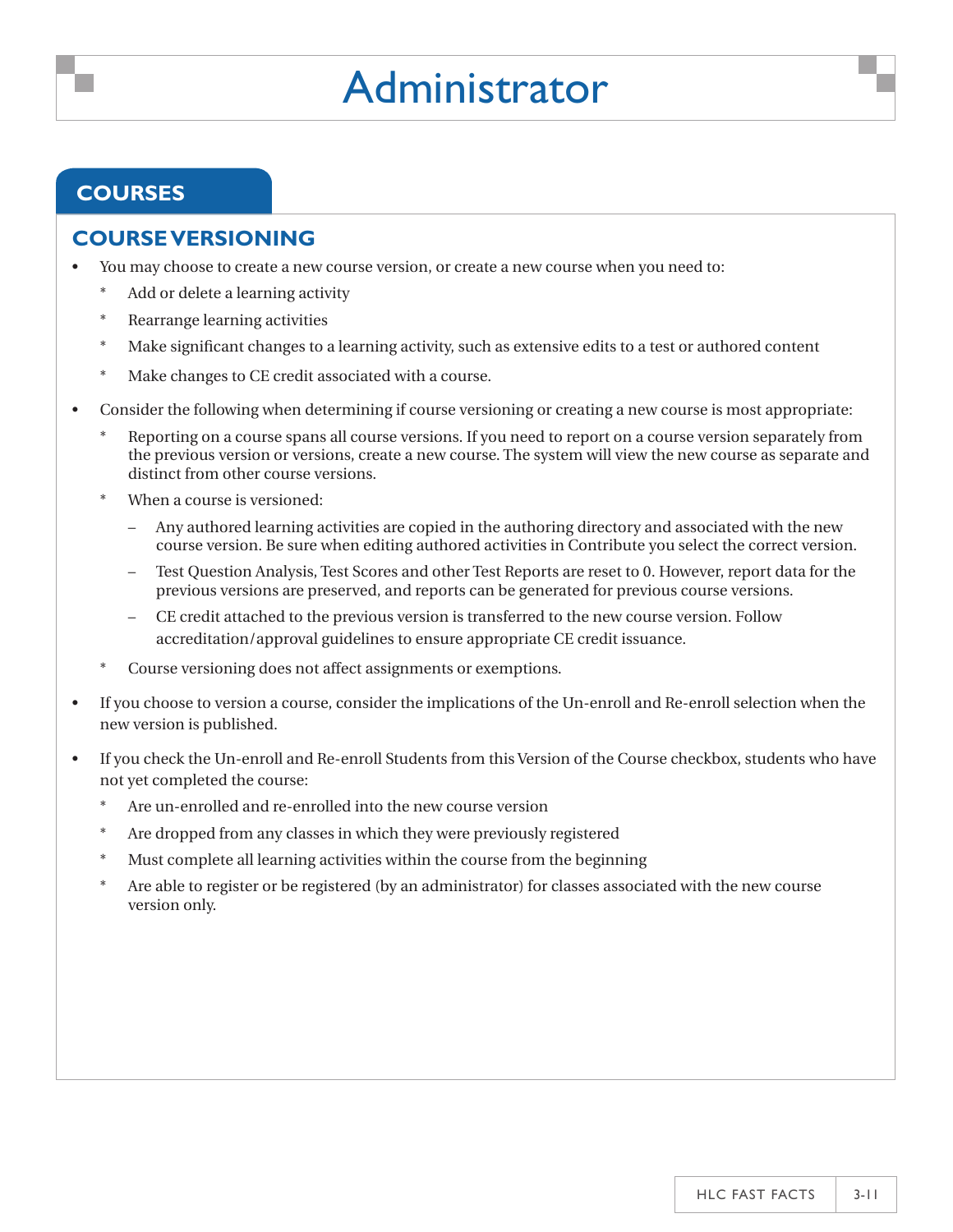# Administrator

## COURSES

### COURSE VERSIONING

- You may choose to create a new course version, or create a new course when you need to:
  * Add or delete a learning activity
  * Rearrange learning activities
  * Make significant changes to a learning activity, such as extensive edits to a test or authored content
  * Make changes to CE credit associated with a course.
- Consider the following when determining if course versioning or creating a new course is most appropriate:
  * Reporting on a course spans all course versions. If you need to report on a course version separately from the previous version or versions, create a new course. The system will view the new course as separate and distinct from other course versions.
  * When a course is versioned:
    – Any authored learning activities are copied in the authoring directory and associated with the new course version. Be sure when editing authored activities in Contribute you select the correct version.
    – Test Question Analysis, Test Scores and other Test Reports are reset to 0. However, report data for the previous versions are preserved, and reports can be generated for previous course versions.
    – CE credit attached to the previous version is transferred to the new course version. Follow accreditation/approval guidelines to ensure appropriate CE credit issuance.
  * Course versioning does not affect assignments or exemptions.
- If you choose to version a course, consider the implications of the Un-enroll and Re-enroll selection when the new version is published.
- If you check the Un-enroll and Re-enroll Students from this Version of the Course checkbox, students who have not yet completed the course:
  * Are un-enrolled and re-enrolled into the new course version
  * Are dropped from any classes in which they were previously registered
  * Must complete all learning activities within the course from the beginning
  * Are able to register or be registered (by an administrator) for classes associated with the new course version only.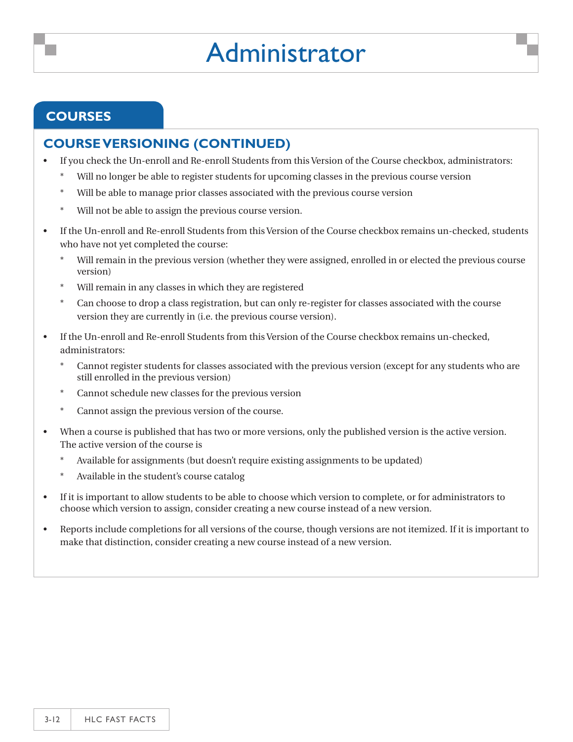# Administrator

## COURSES

### COURSE VERSIONING (CONTINUED)

- If you check the Un-enroll and Re-enroll Students from this Version of the Course checkbox, administrators:
  - Will no longer be able to register students for upcoming classes in the previous course version
  - Will be able to manage prior classes associated with the previous course version
  - Will not be able to assign the previous course version.
- If the Un-enroll and Re-enroll Students from this Version of the Course checkbox remains un-checked, students who have not yet completed the course:
  - Will remain in the previous version (whether they were assigned, enrolled in or elected the previous course version)
  - Will remain in any classes in which they are registered
  - Can choose to drop a class registration, but can only re-register for classes associated with the course version they are currently in (i.e. the previous course version).
- If the Un-enroll and Re-enroll Students from this Version of the Course checkbox remains un-checked, administrators:
  - Cannot register students for classes associated with the previous version (except for any students who are still enrolled in the previous version)
  - Cannot schedule new classes for the previous version
  - Cannot assign the previous version of the course.
- When a course is published that has two or more versions, only the published version is the active version. The active version of the course is
  - Available for assignments (but doesn't require existing assignments to be updated)
  - Available in the student's course catalog
- If it is important to allow students to be able to choose which version to complete, or for administrators to choose which version to assign, consider creating a new course instead of a new version.
- Reports include completions for all versions of the course, though versions are not itemized. If it is important to make that distinction, consider creating a new course instead of a new version.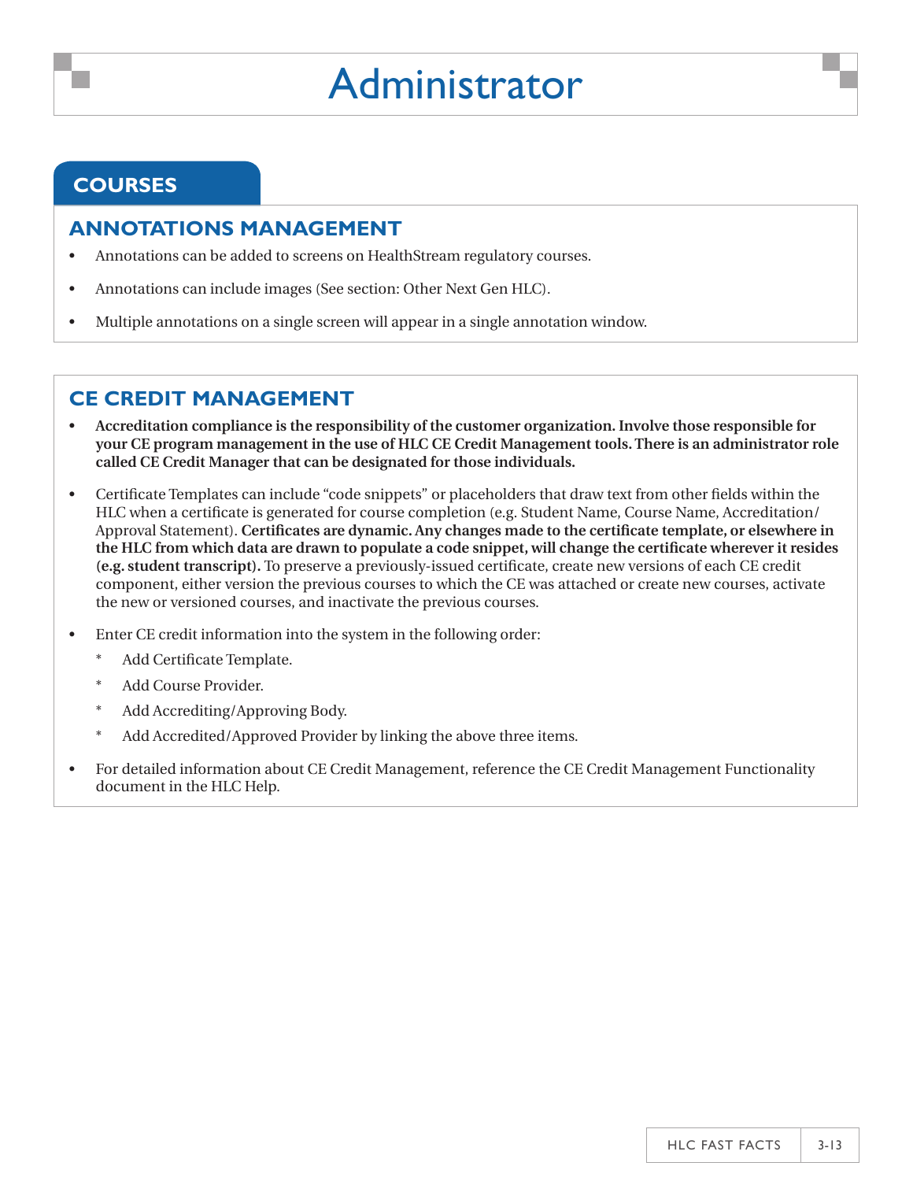# Administrator

## COURSES

### ANNOTATIONS MANAGEMENT

- Annotations can be added to screens on HealthStream regulatory courses.
- Annotations can include images (See section: Other Next Gen HLC).
- Multiple annotations on a single screen will appear in a single annotation window.

### CE CREDIT MANAGEMENT

- **Accreditation compliance is the responsibility of the customer organization. Involve those responsible for your CE program management in the use of HLC CE Credit Management tools. There is an administrator role called CE Credit Manager that can be designated for those individuals.**
- Certificate Templates can include "code snippets" or placeholders that draw text from other fields within the HLC when a certificate is generated for course completion (e.g. Student Name, Course Name, Accreditation/Approval Statement). **Certificates are dynamic. Any changes made to the certificate template, or elsewhere in the HLC from which data are drawn to populate a code snippet, will change the certificate wherever it resides (e.g. student transcript).** To preserve a previously-issued certificate, create new versions of each CE credit component, either version the previous courses to which the CE was attached or create new courses, activate the new or versioned courses, and inactivate the previous courses.
- Enter CE credit information into the system in the following order:
  - Add Certificate Template.
  - Add Course Provider.
  - Add Accrediting/Approving Body.
  - Add Accredited/Approved Provider by linking the above three items.
- For detailed information about CE Credit Management, reference the CE Credit Management Functionality document in the HLC Help.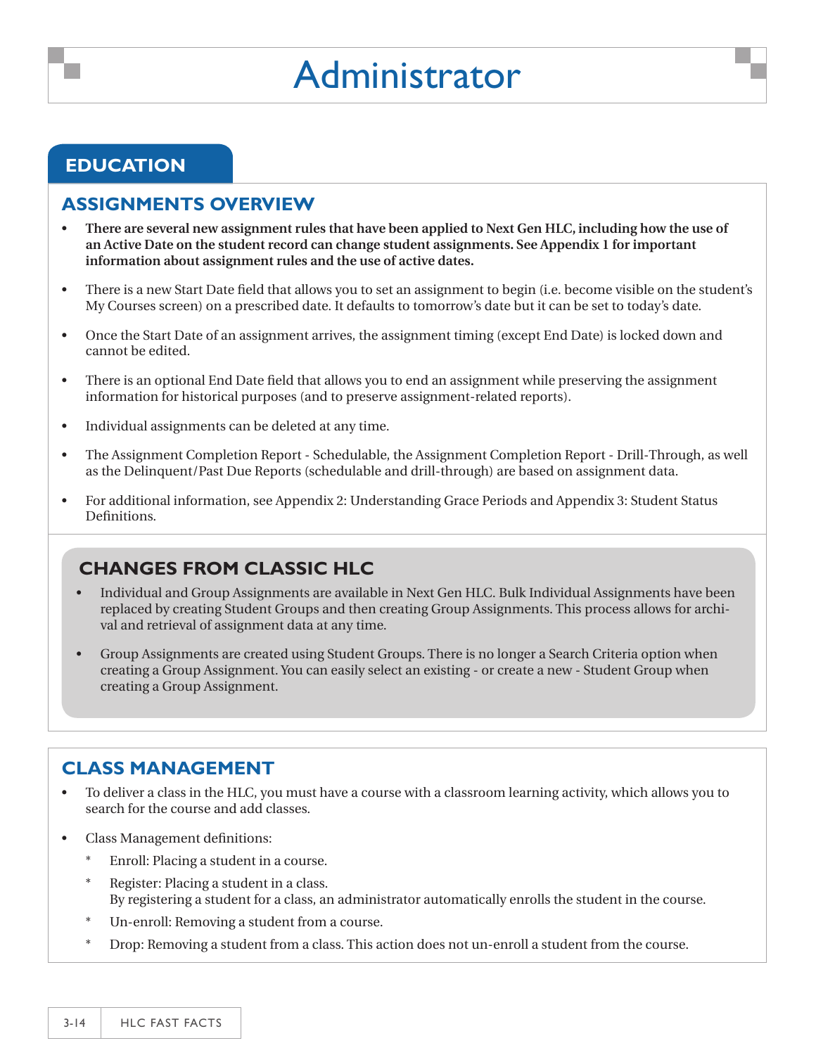# Administrator

## EDUCATION

### ASSIGNMENTS OVERVIEW

- **There are several new assignment rules that have been applied to Next Gen HLC, including how the use of an Active Date on the student record can change student assignments. See Appendix 1 for important information about assignment rules and the use of active dates.**
- There is a new Start Date field that allows you to set an assignment to begin (i.e. become visible on the student's My Courses screen) on a prescribed date. It defaults to tomorrow's date but it can be set to today's date.
- Once the Start Date of an assignment arrives, the assignment timing (except End Date) is locked down and cannot be edited.
- There is an optional End Date field that allows you to end an assignment while preserving the assignment information for historical purposes (and to preserve assignment-related reports).
- Individual assignments can be deleted at any time.
- The Assignment Completion Report - Schedulable, the Assignment Completion Report - Drill-Through, as well as the Delinquent/Past Due Reports (schedulable and drill-through) are based on assignment data.
- For additional information, see Appendix 2: Understanding Grace Periods and Appendix 3: Student Status Definitions.

### CHANGES FROM CLASSIC HLC

- Individual and Group Assignments are available in Next Gen HLC. Bulk Individual Assignments have been replaced by creating Student Groups and then creating Group Assignments. This process allows for archival and retrieval of assignment data at any time.
- Group Assignments are created using Student Groups. There is no longer a Search Criteria option when creating a Group Assignment. You can easily select an existing - or create a new - Student Group when creating a Group Assignment.

### CLASS MANAGEMENT

- To deliver a class in the HLC, you must have a course with a classroom learning activity, which allows you to search for the course and add classes.
- Class Management definitions:
  - Enroll: Placing a student in a course.
  - Register: Placing a student in a class.
    By registering a student for a class, an administrator automatically enrolls the student in the course.
  - Un-enroll: Removing a student from a course.
  - Drop: Removing a student from a class. This action does not un-enroll a student from the course.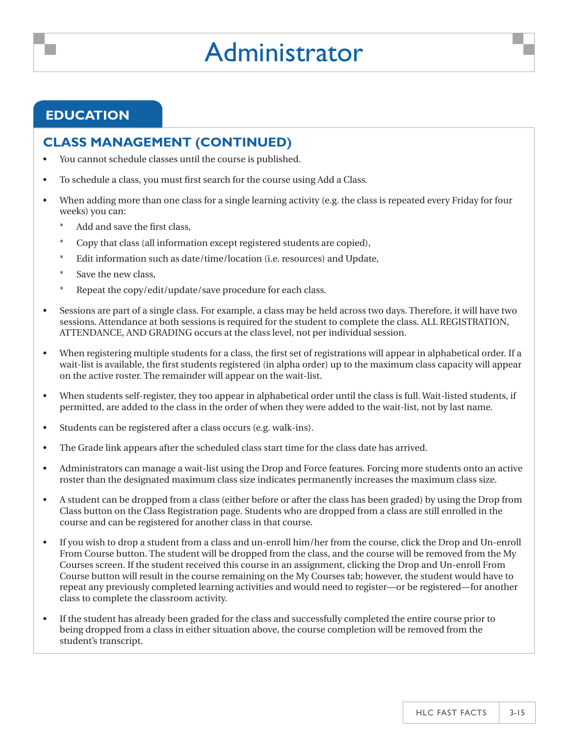# Administrator

## EDUCATION

### CLASS MANAGEMENT (CONTINUED)

- You cannot schedule classes until the course is published.
- To schedule a class, you must first search for the course using Add a Class.
- When adding more than one class for a single learning activity (e.g. the class is repeated every Friday for four weeks) you can:
  - Add and save the first class,
  - Copy that class (all information except registered students are copied),
  - Edit information such as date/time/location (i.e. resources) and Update,
  - Save the new class,
  - Repeat the copy/edit/update/save procedure for each class.
- Sessions are part of a single class. For example, a class may be held across two days. Therefore, it will have two sessions. Attendance at both sessions is required for the student to complete the class. ALL REGISTRATION, ATTENDANCE, AND GRADING occurs at the class level, not per individual session.
- When registering multiple students for a class, the first set of registrations will appear in alphabetical order. If a wait-list is available, the first students registered (in alpha order) up to the maximum class capacity will appear on the active roster. The remainder will appear on the wait-list.
- When students self-register, they too appear in alphabetical order until the class is full. Wait-listed students, if permitted, are added to the class in the order of when they were added to the wait-list, not by last name.
- Students can be registered after a class occurs (e.g. walk-ins).
- The Grade link appears after the scheduled class start time for the class date has arrived.
- Administrators can manage a wait-list using the Drop and Force features. Forcing more students onto an active roster than the designated maximum class size indicates permanently increases the maximum class size.
- A student can be dropped from a class (either before or after the class has been graded) by using the Drop from Class button on the Class Registration page. Students who are dropped from a class are still enrolled in the course and can be registered for another class in that course.
- If you wish to drop a student from a class and un-enroll him/her from the course, click the Drop and Un-enroll From Course button. The student will be dropped from the class, and the course will be removed from the My Courses screen. If the student received this course in an assignment, clicking the Drop and Un-enroll From Course button will result in the course remaining on the My Courses tab; however, the student would have to repeat any previously completed learning activities and would need to register—or be registered—for another class to complete the classroom activity.
- If the student has already been graded for the class and successfully completed the entire course prior to being dropped from a class in either situation above, the course completion will be removed from the student's transcript.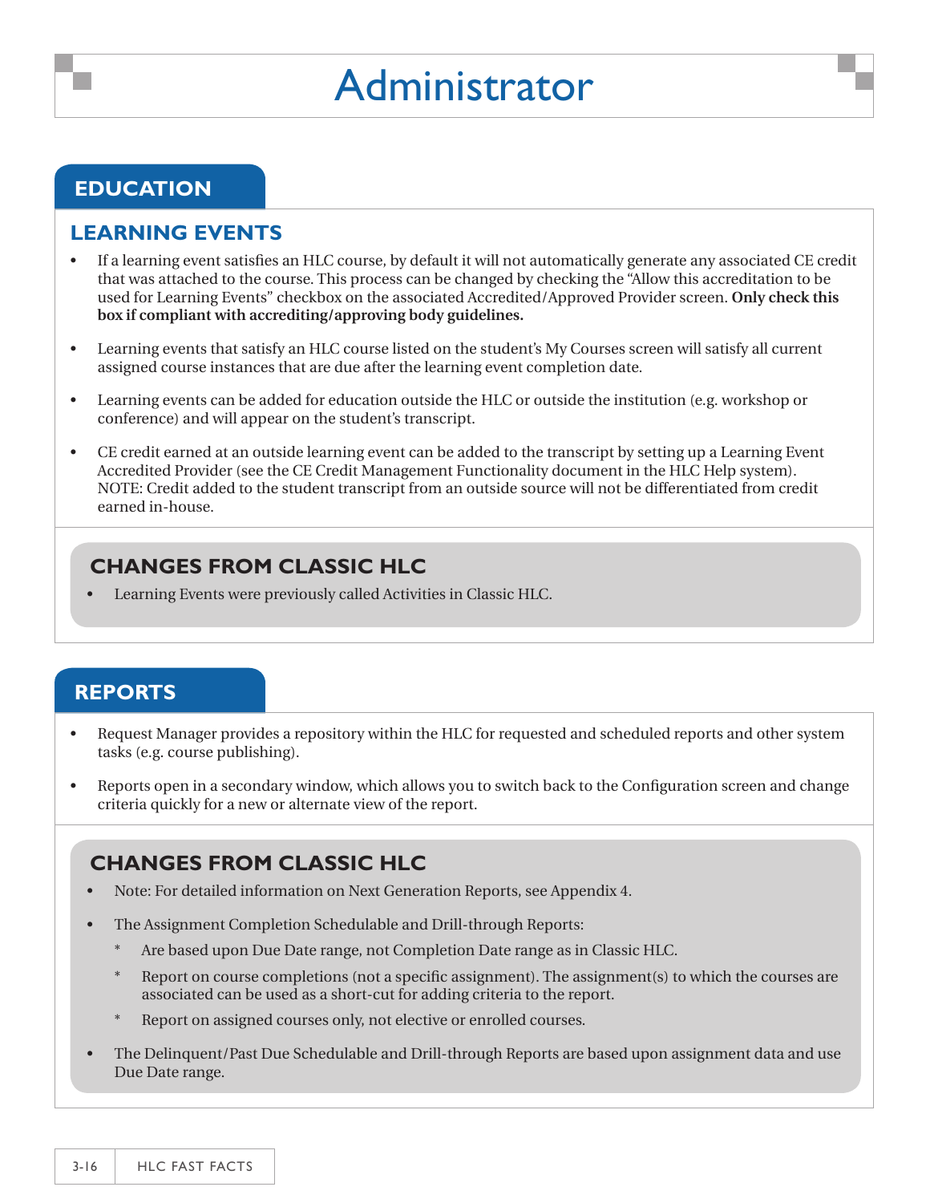# Administrator

## EDUCATION

### LEARNING EVENTS

- If a learning event satisfies an HLC course, by default it will not automatically generate any associated CE credit that was attached to the course. This process can be changed by checking the “Allow this accreditation to be used for Learning Events” checkbox on the associated Accredited/Approved Provider screen. **Only check this box if compliant with accrediting/approving body guidelines.**
- Learning events that satisfy an HLC course listed on the student’s My Courses screen will satisfy all current assigned course instances that are due after the learning event completion date.
- Learning events can be added for education outside the HLC or outside the institution (e.g. workshop or conference) and will appear on the student’s transcript.
- CE credit earned at an outside learning event can be added to the transcript by setting up a Learning Event Accredited Provider (see the CE Credit Management Functionality document in the HLC Help system). NOTE: Credit added to the student transcript from an outside source will not be differentiated from credit earned in-house.

### CHANGES FROM CLASSIC HLC

- Learning Events were previously called Activities in Classic HLC.

## REPORTS

- Request Manager provides a repository within the HLC for requested and scheduled reports and other system tasks (e.g. course publishing).
- Reports open in a secondary window, which allows you to switch back to the Configuration screen and change criteria quickly for a new or alternate view of the report.

### CHANGES FROM CLASSIC HLC

- Note: For detailed information on Next Generation Reports, see Appendix 4.
- The Assignment Completion Schedulable and Drill-through Reports:
  - Are based upon Due Date range, not Completion Date range as in Classic HLC.
  - Report on course completions (not a specific assignment). The assignment(s) to which the courses are associated can be used as a short-cut for adding criteria to the report.
  - Report on assigned courses only, not elective or enrolled courses.
- The Delinquent/Past Due Schedulable and Drill-through Reports are based upon assignment data and use Due Date range.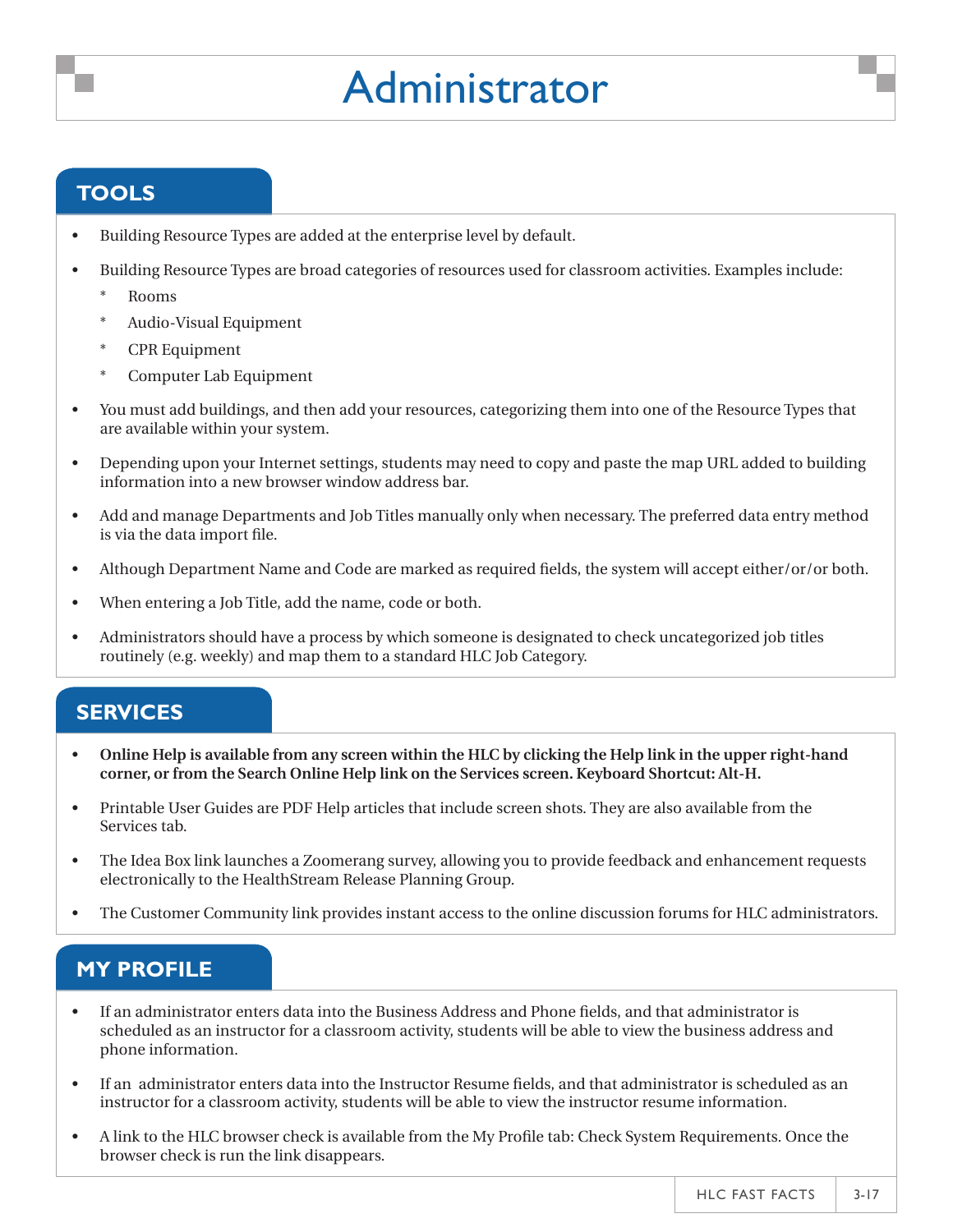# Administrator

## TOOLS

- Building Resource Types are added at the enterprise level by default.
- Building Resource Types are broad categories of resources used for classroom activities. Examples include:
  - Rooms
  - Audio-Visual Equipment
  - CPR Equipment
  - Computer Lab Equipment
- You must add buildings, and then add your resources, categorizing them into one of the Resource Types that are available within your system.
- Depending upon your Internet settings, students may need to copy and paste the map URL added to building information into a new browser window address bar.
- Add and manage Departments and Job Titles manually only when necessary. The preferred data entry method is via the data import file.
- Although Department Name and Code are marked as required fields, the system will accept either/or/or both.
- When entering a Job Title, add the name, code or both.
- Administrators should have a process by which someone is designated to check uncategorized job titles routinely (e.g. weekly) and map them to a standard HLC Job Category.

## SERVICES

- **Online Help is available from any screen within the HLC by clicking the Help link in the upper right-hand corner, or from the Search Online Help link on the Services screen. Keyboard Shortcut: Alt-H.**
- Printable User Guides are PDF Help articles that include screen shots. They are also available from the Services tab.
- The Idea Box link launches a Zoomerang survey, allowing you to provide feedback and enhancement requests electronically to the HealthStream Release Planning Group.
- The Customer Community link provides instant access to the online discussion forums for HLC administrators.

## MY PROFILE

- If an administrator enters data into the Business Address and Phone fields, and that administrator is scheduled as an instructor for a classroom activity, students will be able to view the business address and phone information.
- If an administrator enters data into the Instructor Resume fields, and that administrator is scheduled as an instructor for a classroom activity, students will be able to view the instructor resume information.
- A link to the HLC browser check is available from the My Profile tab: Check System Requirements. Once the browser check is run the link disappears.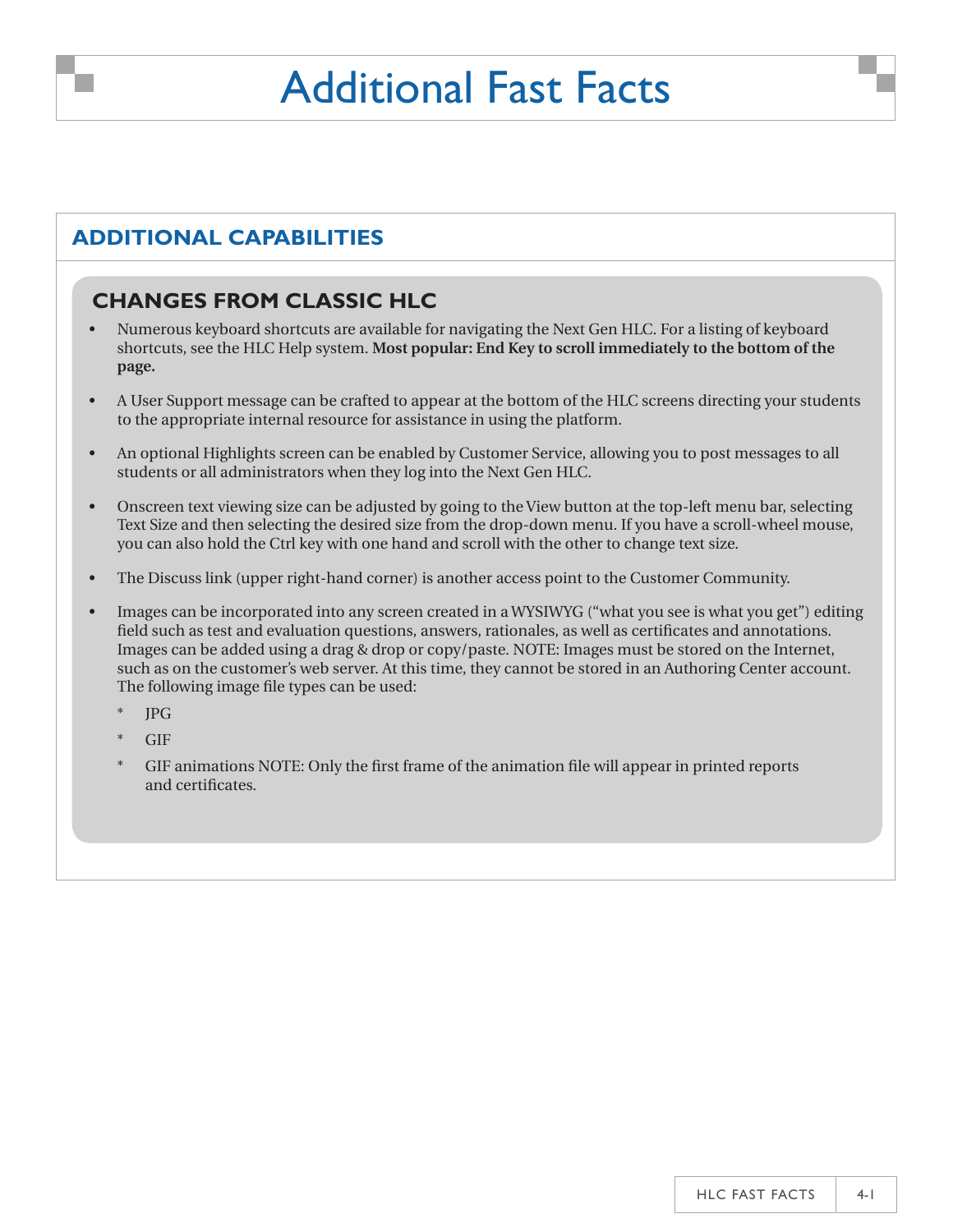# Additional Fast Facts

## ADDITIONAL CAPABILITIES

### CHANGES FROM CLASSIC HLC

- Numerous keyboard shortcuts are available for navigating the Next Gen HLC. For a listing of keyboard shortcuts, see the HLC Help system. **Most popular: End Key to scroll immediately to the bottom of the page.**
- A User Support message can be crafted to appear at the bottom of the HLC screens directing your students to the appropriate internal resource for assistance in using the platform.
- An optional Highlights screen can be enabled by Customer Service, allowing you to post messages to all students or all administrators when they log into the Next Gen HLC.
- Onscreen text viewing size can be adjusted by going to the View button at the top-left menu bar, selecting Text Size and then selecting the desired size from the drop-down menu. If you have a scroll-wheel mouse, you can also hold the Ctrl key with one hand and scroll with the other to change text size.
- The Discuss link (upper right-hand corner) is another access point to the Customer Community.
- Images can be incorporated into any screen created in a WYSIWYG ("what you see is what you get") editing field such as test and evaluation questions, answers, rationales, as well as certificates and annotations. Images can be added using a drag & drop or copy/paste. NOTE: Images must be stored on the Internet, such as on the customer's web server. At this time, they cannot be stored in an Authoring Center account. The following image file types can be used:
  - JPG
  - GIF
  - GIF animations NOTE: Only the first frame of the animation file will appear in printed reports and certificates.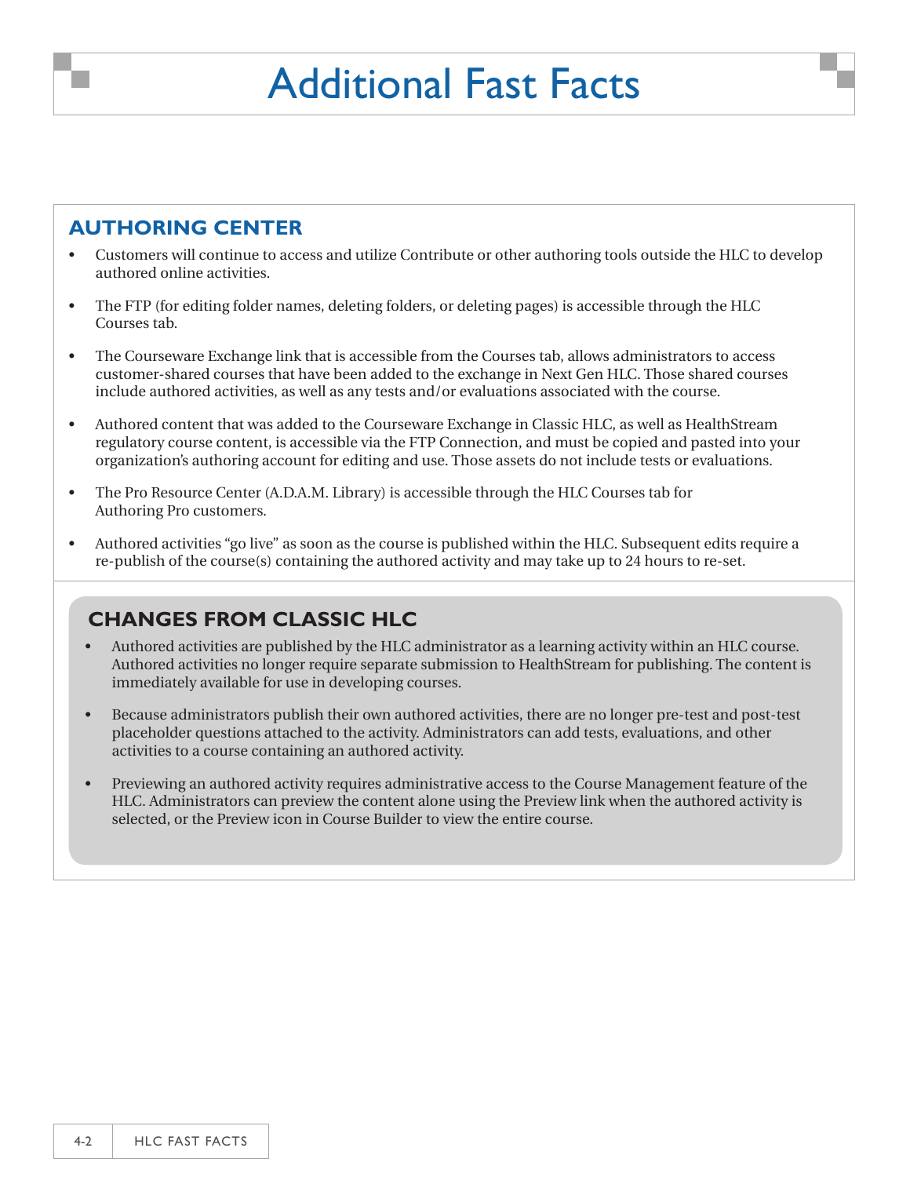# Additional Fast Facts

## AUTHORING CENTER

- Customers will continue to access and utilize Contribute or other authoring tools outside the HLC to develop authored online activities.
- The FTP (for editing folder names, deleting folders, or deleting pages) is accessible through the HLC Courses tab.
- The Courseware Exchange link that is accessible from the Courses tab, allows administrators to access customer-shared courses that have been added to the exchange in Next Gen HLC. Those shared courses include authored activities, as well as any tests and/or evaluations associated with the course.
- Authored content that was added to the Courseware Exchange in Classic HLC, as well as HealthStream regulatory course content, is accessible via the FTP Connection, and must be copied and pasted into your organization's authoring account for editing and use. Those assets do not include tests or evaluations.
- The Pro Resource Center (A.D.A.M. Library) is accessible through the HLC Courses tab for Authoring Pro customers.
- Authored activities "go live" as soon as the course is published within the HLC. Subsequent edits require a re-publish of the course(s) containing the authored activity and may take up to 24 hours to re-set.

### CHANGES FROM CLASSIC HLC

- Authored activities are published by the HLC administrator as a learning activity within an HLC course. Authored activities no longer require separate submission to HealthStream for publishing. The content is immediately available for use in developing courses.
- Because administrators publish their own authored activities, there are no longer pre-test and post-test placeholder questions attached to the activity. Administrators can add tests, evaluations, and other activities to a course containing an authored activity.
- Previewing an authored activity requires administrative access to the Course Management feature of the HLC. Administrators can preview the content alone using the Preview link when the authored activity is selected, or the Preview icon in Course Builder to view the entire course.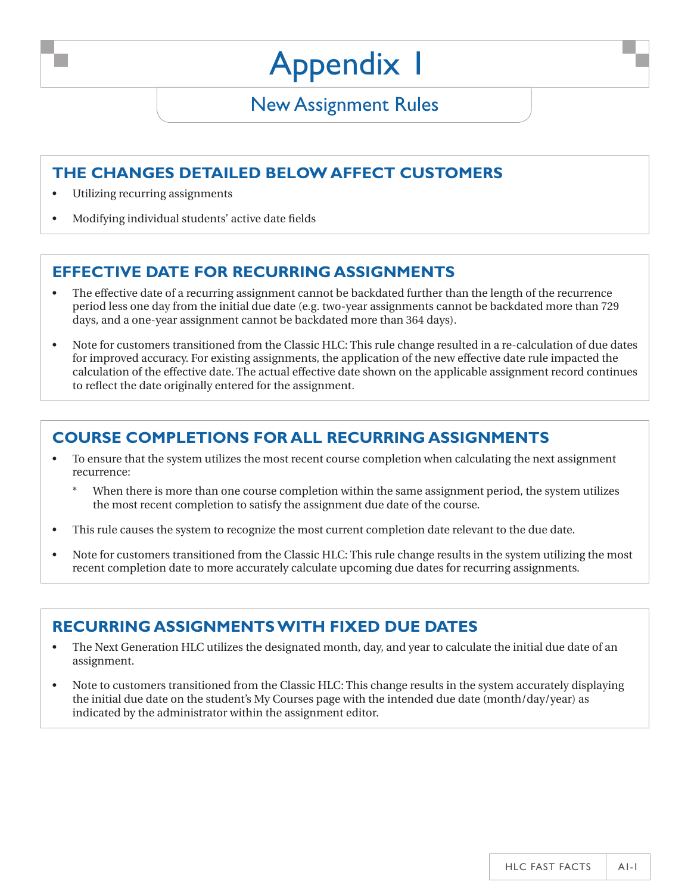# Appendix I

## New Assignment Rules

### THE CHANGES DETAILED BELOW AFFECT CUSTOMERS

- Utilizing recurring assignments
- Modifying individual students' active date fields

### EFFECTIVE DATE FOR RECURRING ASSIGNMENTS

- The effective date of a recurring assignment cannot be backdated further than the length of the recurrence period less one day from the initial due date (e.g. two-year assignments cannot be backdated more than 729 days, and a one-year assignment cannot be backdated more than 364 days).
- Note for customers transitioned from the Classic HLC: This rule change resulted in a re-calculation of due dates for improved accuracy. For existing assignments, the application of the new effective date rule impacted the calculation of the effective date. The actual effective date shown on the applicable assignment record continues to reflect the date originally entered for the assignment.

### COURSE COMPLETIONS FOR ALL RECURRING ASSIGNMENTS

- To ensure that the system utilizes the most recent course completion when calculating the next assignment recurrence:
  * When there is more than one course completion within the same assignment period, the system utilizes the most recent completion to satisfy the assignment due date of the course.
- This rule causes the system to recognize the most current completion date relevant to the due date.
- Note for customers transitioned from the Classic HLC: This rule change results in the system utilizing the most recent completion date to more accurately calculate upcoming due dates for recurring assignments.

### RECURRING ASSIGNMENTS WITH FIXED DUE DATES

- The Next Generation HLC utilizes the designated month, day, and year to calculate the initial due date of an assignment.
- Note to customers transitioned from the Classic HLC: This change results in the system accurately displaying the initial due date on the student's My Courses page with the intended due date (month/day/year) as indicated by the administrator within the assignment editor.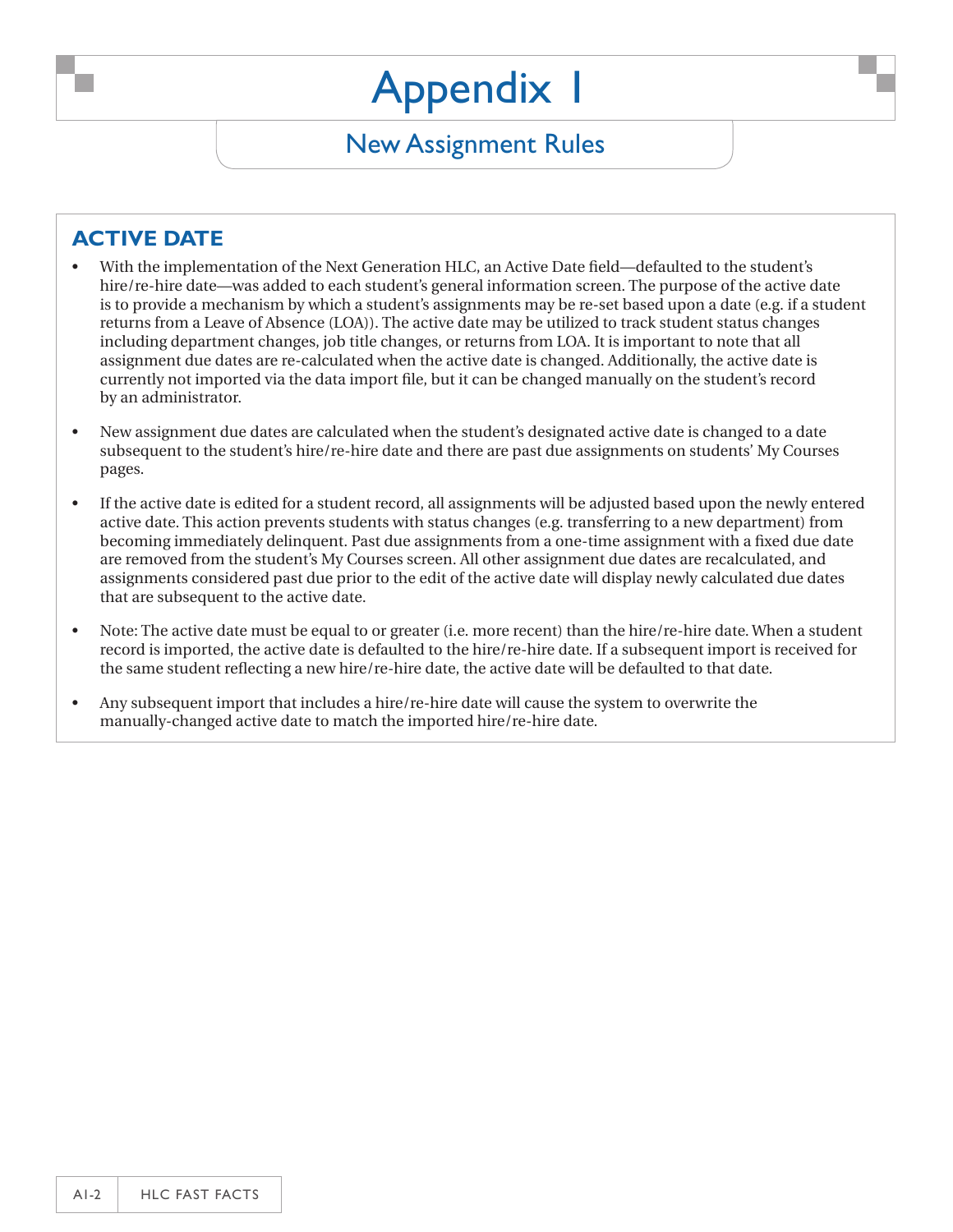# Appendix I

## New Assignment Rules

### ACTIVE DATE

- With the implementation of the Next Generation HLC, an Active Date field—defaulted to the student's hire/re-hire date—was added to each student's general information screen. The purpose of the active date is to provide a mechanism by which a student's assignments may be re-set based upon a date (e.g. if a student returns from a Leave of Absence (LOA)). The active date may be utilized to track student status changes including department changes, job title changes, or returns from LOA. It is important to note that all assignment due dates are re-calculated when the active date is changed. Additionally, the active date is currently not imported via the data import file, but it can be changed manually on the student's record by an administrator.

- New assignment due dates are calculated when the student's designated active date is changed to a date subsequent to the student's hire/re-hire date and there are past due assignments on students' My Courses pages.

- If the active date is edited for a student record, all assignments will be adjusted based upon the newly entered active date. This action prevents students with status changes (e.g. transferring to a new department) from becoming immediately delinquent. Past due assignments from a one-time assignment with a fixed due date are removed from the student's My Courses screen. All other assignment due dates are recalculated, and assignments considered past due prior to the edit of the active date will display newly calculated due dates that are subsequent to the active date.

- Note: The active date must be equal to or greater (i.e. more recent) than the hire/re-hire date. When a student record is imported, the active date is defaulted to the hire/re-hire date. If a subsequent import is received for the same student reflecting a new hire/re-hire date, the active date will be defaulted to that date.

- Any subsequent import that includes a hire/re-hire date will cause the system to overwrite the manually-changed active date to match the imported hire/re-hire date.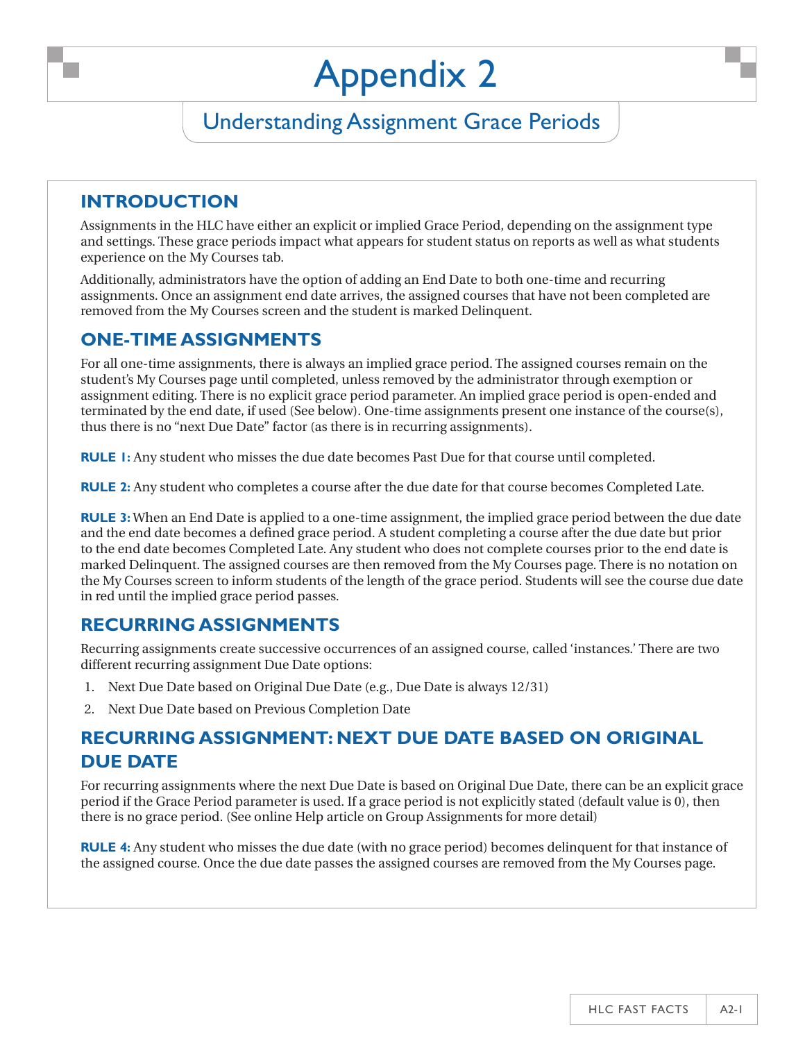# Appendix 2

## Understanding Assignment Grace Periods

### INTRODUCTION

Assignments in the HLC have either an explicit or implied Grace Period, depending on the assignment type and settings. These grace periods impact what appears for student status on reports as well as what students experience on the My Courses tab.

Additionally, administrators have the option of adding an End Date to both one-time and recurring assignments. Once an assignment end date arrives, the assigned courses that have not been completed are removed from the My Courses screen and the student is marked Delinquent.

### ONE-TIME ASSIGNMENTS

For all one-time assignments, there is always an implied grace period. The assigned courses remain on the student's My Courses page until completed, unless removed by the administrator through exemption or assignment editing. There is no explicit grace period parameter. An implied grace period is open-ended and terminated by the end date, if used (See below). One-time assignments present one instance of the course(s), thus there is no "next Due Date" factor (as there is in recurring assignments).

**RULE 1:** Any student who misses the due date becomes Past Due for that course until completed.

**RULE 2:** Any student who completes a course after the due date for that course becomes Completed Late.

**RULE 3:** When an End Date is applied to a one-time assignment, the implied grace period between the due date and the end date becomes a defined grace period. A student completing a course after the due date but prior to the end date becomes Completed Late. Any student who does not complete courses prior to the end date is marked Delinquent. The assigned courses are then removed from the My Courses page. There is no notation on the My Courses screen to inform students of the length of the grace period. Students will see the course due date in red until the implied grace period passes.

### RECURRING ASSIGNMENTS

Recurring assignments create successive occurrences of an assigned course, called 'instances.' There are two different recurring assignment Due Date options:

1. Next Due Date based on Original Due Date (e.g., Due Date is always 12/31)
2. Next Due Date based on Previous Completion Date

### RECURRING ASSIGNMENT: NEXT DUE DATE BASED ON ORIGINAL DUE DATE

For recurring assignments where the next Due Date is based on Original Due Date, there can be an explicit grace period if the Grace Period parameter is used. If a grace period is not explicitly stated (default value is 0), then there is no grace period. (See online Help article on Group Assignments for more detail)

**RULE 4:** Any student who misses the due date (with no grace period) becomes delinquent for that instance of the assigned course. Once the due date passes the assigned courses are removed from the My Courses page.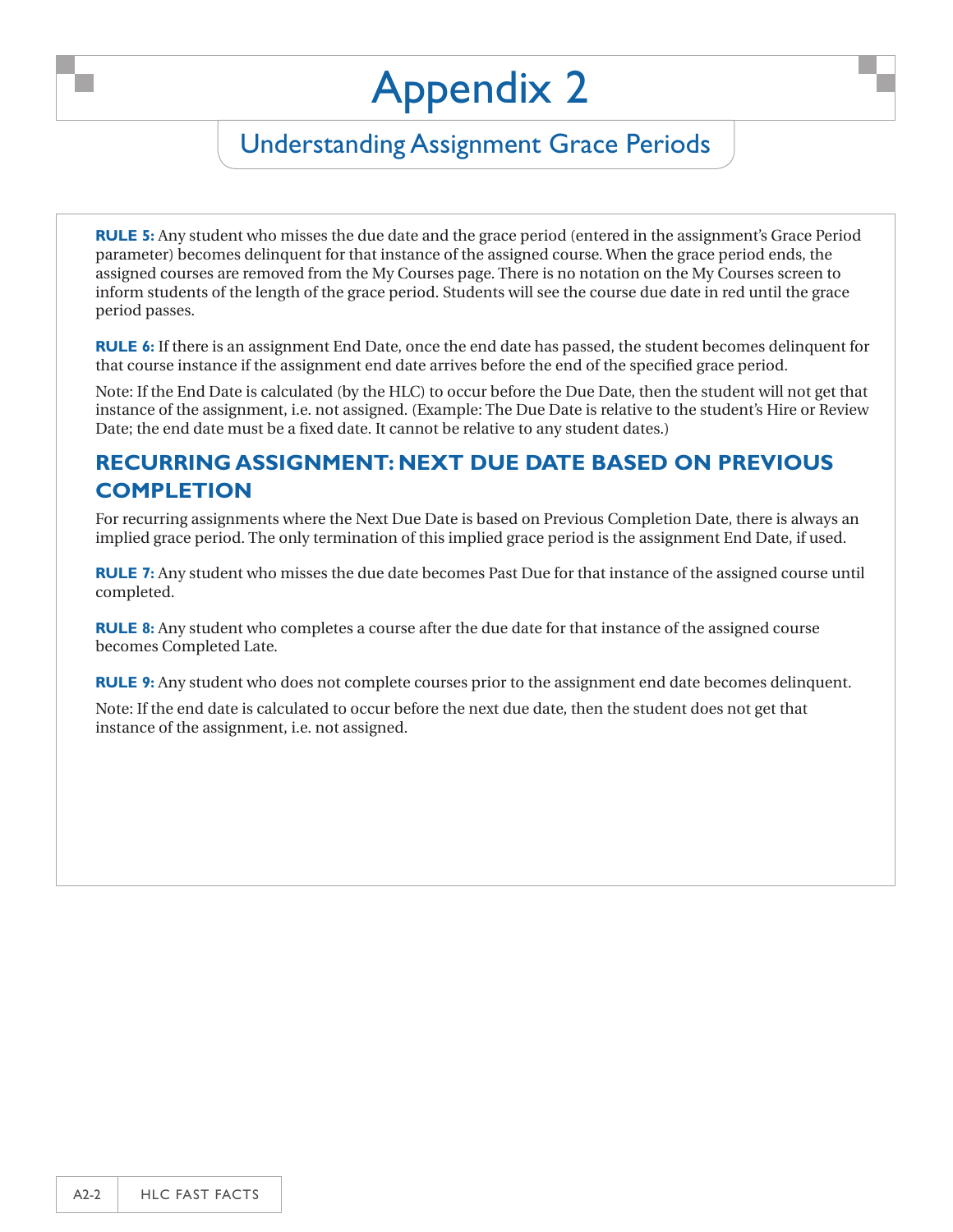# Appendix 2

## Understanding Assignment Grace Periods

**RULE 5:** Any student who misses the due date and the grace period (entered in the assignment's Grace Period parameter) becomes delinquent for that instance of the assigned course. When the grace period ends, the assigned courses are removed from the My Courses page. There is no notation on the My Courses screen to inform students of the length of the grace period. Students will see the course due date in red until the grace period passes.

**RULE 6:** If there is an assignment End Date, once the end date has passed, the student becomes delinquent for that course instance if the assignment end date arrives before the end of the specified grace period.

Note: If the End Date is calculated (by the HLC) to occur before the Due Date, then the student will not get that instance of the assignment, i.e. not assigned. (Example: The Due Date is relative to the student's Hire or Review Date; the end date must be a fixed date. It cannot be relative to any student dates.)

### RECURRING ASSIGNMENT: NEXT DUE DATE BASED ON PREVIOUS COMPLETION

For recurring assignments where the Next Due Date is based on Previous Completion Date, there is always an implied grace period. The only termination of this implied grace period is the assignment End Date, if used.

**RULE 7:** Any student who misses the due date becomes Past Due for that instance of the assigned course until completed.

**RULE 8:** Any student who completes a course after the due date for that instance of the assigned course becomes Completed Late.

**RULE 9:** Any student who does not complete courses prior to the assignment end date becomes delinquent.

Note: If the end date is calculated to occur before the next due date, then the student does not get that instance of the assignment, i.e. not assigned.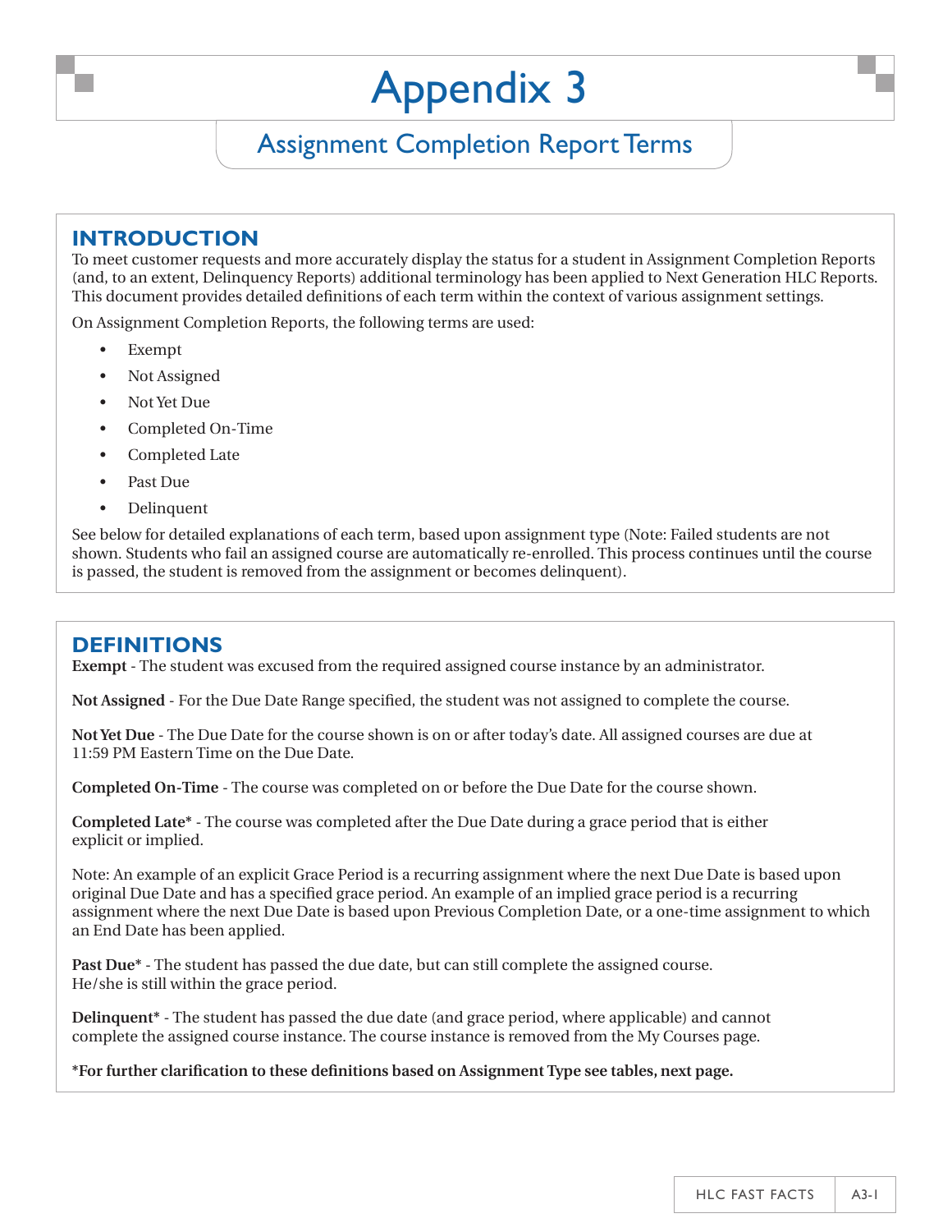# Appendix 3

## Assignment Completion Report Terms

### INTRODUCTION

To meet customer requests and more accurately display the status for a student in Assignment Completion Reports (and, to an extent, Delinquency Reports) additional terminology has been applied to Next Generation HLC Reports. This document provides detailed definitions of each term within the context of various assignment settings.

On Assignment Completion Reports, the following terms are used:

- Exempt
- Not Assigned
- Not Yet Due
- Completed On-Time
- Completed Late
- Past Due
- Delinquent

See below for detailed explanations of each term, based upon assignment type (Note: Failed students are not shown. Students who fail an assigned course are automatically re-enrolled. This process continues until the course is passed, the student is removed from the assignment or becomes delinquent).

### DEFINITIONS

**Exempt** - The student was excused from the required assigned course instance by an administrator.

**Not Assigned** - For the Due Date Range specified, the student was not assigned to complete the course.

**Not Yet Due** - The Due Date for the course shown is on or after today's date. All assigned courses are due at 11:59 PM Eastern Time on the Due Date.

**Completed On-Time** - The course was completed on or before the Due Date for the course shown.

**Completed Late*** - The course was completed after the Due Date during a grace period that is either explicit or implied.

Note: An example of an explicit Grace Period is a recurring assignment where the next Due Date is based upon original Due Date and has a specified grace period. An example of an implied grace period is a recurring assignment where the next Due Date is based upon Previous Completion Date, or a one-time assignment to which an End Date has been applied.

**Past Due*** - The student has passed the due date, but can still complete the assigned course. He/she is still within the grace period.

**Delinquent*** - The student has passed the due date (and grace period, where applicable) and cannot complete the assigned course instance. The course instance is removed from the My Courses page.

***For further clarification to these definitions based on Assignment Type see tables, next page.**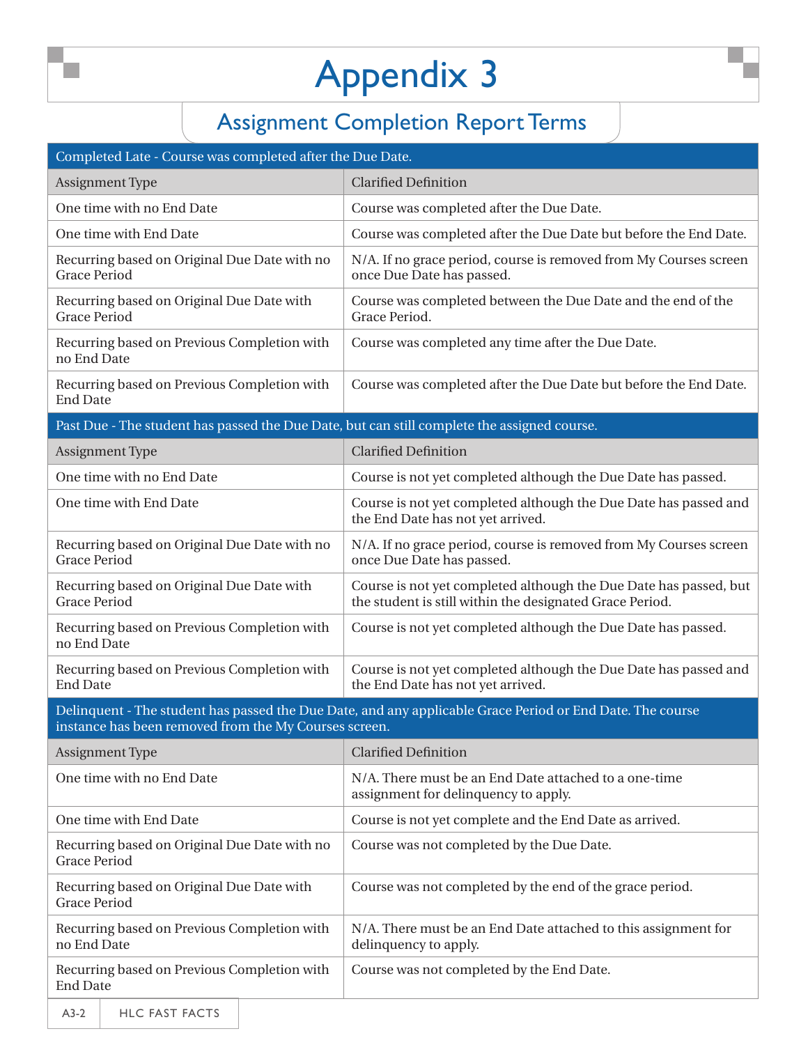# Appendix 3

## Assignment Completion Report Terms

| Completed Late - Course was completed after the Due Date. | |
|---|---|
| Assignment Type | Clarified Definition |
| One time with no End Date | Course was completed after the Due Date. |
| One time with End Date | Course was completed after the Due Date but before the End Date. |
| Recurring based on Original Due Date with no Grace Period | N/A. If no grace period, course is removed from My Courses screen once Due Date has passed. |
| Recurring based on Original Due Date with Grace Period | Course was completed between the Due Date and the end of the Grace Period. |
| Recurring based on Previous Completion with no End Date | Course was completed any time after the Due Date. |
| Recurring based on Previous Completion with End Date | Course was completed after the Due Date but before the End Date. |

| Past Due - The student has passed the Due Date, but can still complete the assigned course. | |
|---|---|
| Assignment Type | Clarified Definition |
| One time with no End Date | Course is not yet completed although the Due Date has passed. |
| One time with End Date | Course is not yet completed although the Due Date has passed and the End Date has not yet arrived. |
| Recurring based on Original Due Date with no Grace Period | N/A. If no grace period, course is removed from My Courses screen once Due Date has passed. |
| Recurring based on Original Due Date with Grace Period | Course is not yet completed although the Due Date has passed, but the student is still within the designated Grace Period. |
| Recurring based on Previous Completion with no End Date | Course is not yet completed although the Due Date has passed. |
| Recurring based on Previous Completion with End Date | Course is not yet completed although the Due Date has passed and the End Date has not yet arrived. |

| Delinquent - The student has passed the Due Date, and any applicable Grace Period or End Date. The course instance has been removed from the My Courses screen. | |
|---|---|
| Assignment Type | Clarified Definition |
| One time with no End Date | N/A. There must be an End Date attached to a one-time assignment for delinquency to apply. |
| One time with End Date | Course is not yet complete and the End Date as arrived. |
| Recurring based on Original Due Date with no Grace Period | Course was not completed by the Due Date. |
| Recurring based on Original Due Date with Grace Period | Course was not completed by the end of the grace period. |
| Recurring based on Previous Completion with no End Date | N/A. There must be an End Date attached to this assignment for delinquency to apply. |
| Recurring based on Previous Completion with End Date | Course was not completed by the End Date. |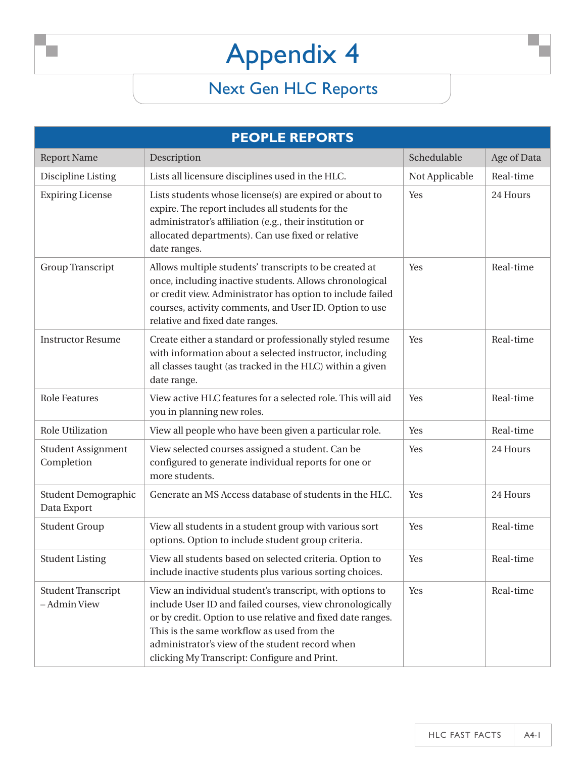# Appendix 4

## Next Gen HLC Reports

| PEOPLE REPORTS | | | |
|---|---|---|---|
| Report Name | Description | Schedulable | Age of Data |
| Discipline Listing | Lists all licensure disciplines used in the HLC. | Not Applicable | Real-time |
| Expiring License | Lists students whose license(s) are expired or about to expire. The report includes all students for the administrator's affiliation (e.g., their institution or allocated departments). Can use fixed or relative date ranges. | Yes | 24 Hours |
| Group Transcript | Allows multiple students' transcripts to be created at once, including inactive students. Allows chronological or credit view. Administrator has option to include failed courses, activity comments, and User ID. Option to use relative and fixed date ranges. | Yes | Real-time |
| Instructor Resume | Create either a standard or professionally styled resume with information about a selected instructor, including all classes taught (as tracked in the HLC) within a given date range. | Yes | Real-time |
| Role Features | View active HLC features for a selected role. This will aid you in planning new roles. | Yes | Real-time |
| Role Utilization | View all people who have been given a particular role. | Yes | Real-time |
| Student Assignment Completion | View selected courses assigned a student. Can be configured to generate individual reports for one or more students. | Yes | 24 Hours |
| Student Demographic Data Export | Generate an MS Access database of students in the HLC. | Yes | 24 Hours |
| Student Group | View all students in a student group with various sort options. Option to include student group criteria. | Yes | Real-time |
| Student Listing | View all students based on selected criteria. Option to include inactive students plus various sorting choices. | Yes | Real-time |
| Student Transcript – Admin View | View an individual student's transcript, with options to include User ID and failed courses, view chronologically or by credit. Option to use relative and fixed date ranges. This is the same workflow as used from the administrator's view of the student record when clicking My Transcript: Configure and Print. | Yes | Real-time |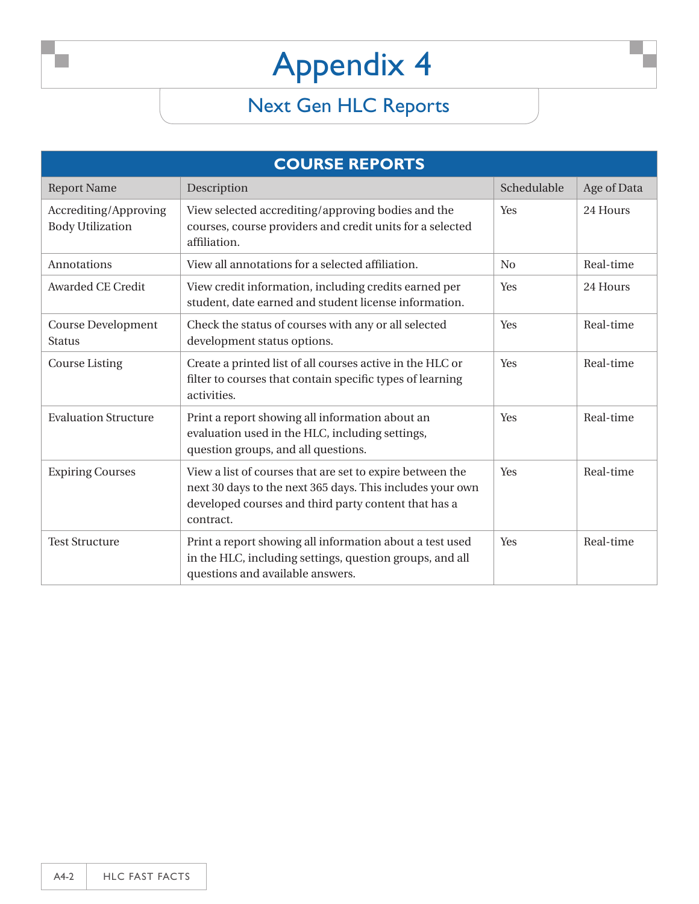# Appendix 4

## Next Gen HLC Reports

| COURSE REPORTS | | | |
|---|---|---|---|
| Report Name | Description | Schedulable | Age of Data |
| Accrediting/Approving Body Utilization | View selected accrediting/approving bodies and the courses, course providers and credit units for a selected affiliation. | Yes | 24 Hours |
| Annotations | View all annotations for a selected affiliation. | No | Real-time |
| Awarded CE Credit | View credit information, including credits earned per student, date earned and student license information. | Yes | 24 Hours |
| Course Development Status | Check the status of courses with any or all selected development status options. | Yes | Real-time |
| Course Listing | Create a printed list of all courses active in the HLC or filter to courses that contain specific types of learning activities. | Yes | Real-time |
| Evaluation Structure | Print a report showing all information about an evaluation used in the HLC, including settings, question groups, and all questions. | Yes | Real-time |
| Expiring Courses | View a list of courses that are set to expire between the next 30 days to the next 365 days. This includes your own developed courses and third party content that has a contract. | Yes | Real-time |
| Test Structure | Print a report showing all information about a test used in the HLC, including settings, question groups, and all questions and available answers. | Yes | Real-time |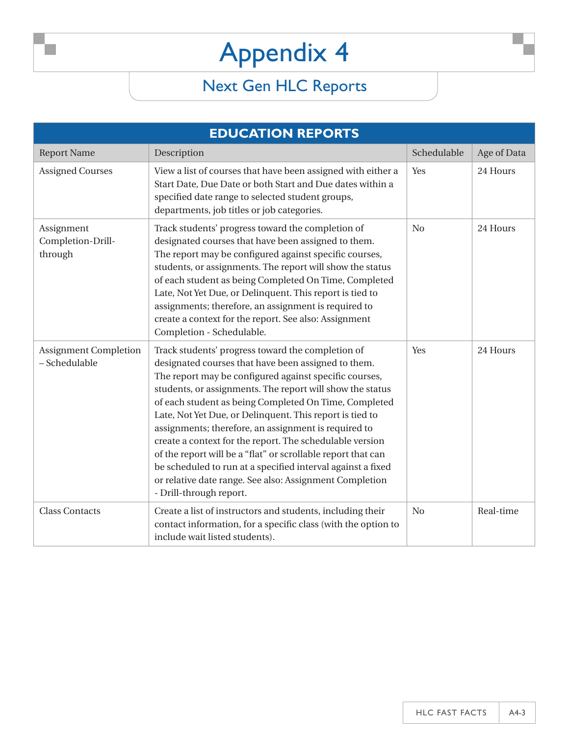# Appendix 4

## Next Gen HLC Reports

| EDUCATION REPORTS | | | |
|---|---|---|---|
| Report Name | Description | Schedulable | Age of Data |
| Assigned Courses | View a list of courses that have been assigned with either a Start Date, Due Date or both Start and Due dates within a specified date range to selected student groups, departments, job titles or job categories. | Yes | 24 Hours |
| Assignment Completion-Drill-through | Track students' progress toward the completion of designated courses that have been assigned to them. The report may be configured against specific courses, students, or assignments. The report will show the status of each student as being Completed On Time, Completed Late, Not Yet Due, or Delinquent. This report is tied to assignments; therefore, an assignment is required to create a context for the report. See also: Assignment Completion - Schedulable. | No | 24 Hours |
| Assignment Completion – Schedulable | Track students' progress toward the completion of designated courses that have been assigned to them. The report may be configured against specific courses, students, or assignments. The report will show the status of each student as being Completed On Time, Completed Late, Not Yet Due, or Delinquent. This report is tied to assignments; therefore, an assignment is required to create a context for the report. The schedulable version of the report will be a "flat" or scrollable report that can be scheduled to run at a specified interval against a fixed or relative date range. See also: Assignment Completion - Drill-through report. | Yes | 24 Hours |
| Class Contacts | Create a list of instructors and students, including their contact information, for a specific class (with the option to include wait listed students). | No | Real-time |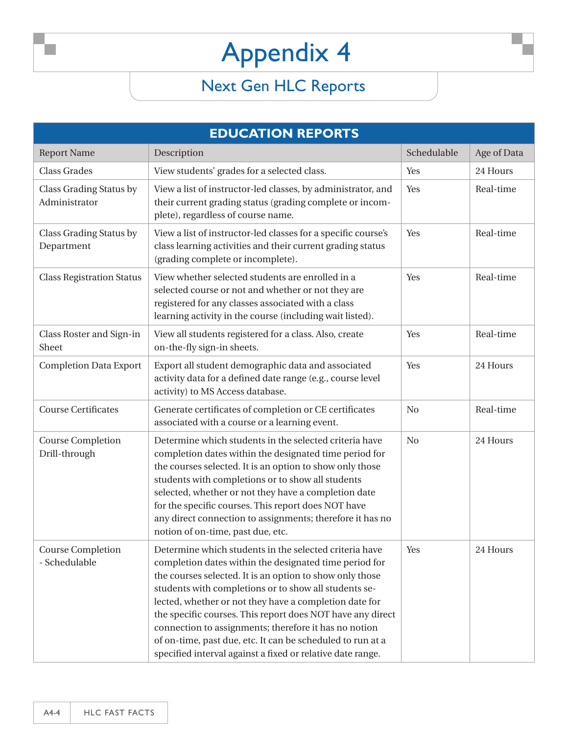# Appendix 4

## Next Gen HLC Reports

| EDUCATION REPORTS | | | |
|---|---|---|---|
| Report Name | Description | Schedulable | Age of Data |
| Class Grades | View students' grades for a selected class. | Yes | 24 Hours |
| Class Grading Status by Administrator | View a list of instructor-led classes, by administrator, and their current grading status (grading complete or incomplete), regardless of course name. | Yes | Real-time |
| Class Grading Status by Department | View a list of instructor-led classes for a specific course's class learning activities and their current grading status (grading complete or incomplete). | Yes | Real-time |
| Class Registration Status | View whether selected students are enrolled in a selected course or not and whether or not they are registered for any classes associated with a class learning activity in the course (including wait listed). | Yes | Real-time |
| Class Roster and Sign-in Sheet | View all students registered for a class. Also, create on-the-fly sign-in sheets. | Yes | Real-time |
| Completion Data Export | Export all student demographic data and associated activity data for a defined date range (e.g., course level activity) to MS Access database. | Yes | 24 Hours |
| Course Certificates | Generate certificates of completion or CE certificates associated with a course or a learning event. | No | Real-time |
| Course Completion Drill-through | Determine which students in the selected criteria have completion dates within the designated time period for the courses selected. It is an option to show only those students with completions or to show all students selected, whether or not they have a completion date for the specific courses. This report does NOT have any direct connection to assignments; therefore it has no notion of on-time, past due, etc. | No | 24 Hours |
| Course Completion - Schedulable | Determine which students in the selected criteria have completion dates within the designated time period for the courses selected. It is an option to show only those students with completions or to show all students selected, whether or not they have a completion date for the specific courses. This report does NOT have any direct connection to assignments; therefore it has no notion of on-time, past due, etc. It can be scheduled to run at a specified interval against a fixed or relative date range. | Yes | 24 Hours |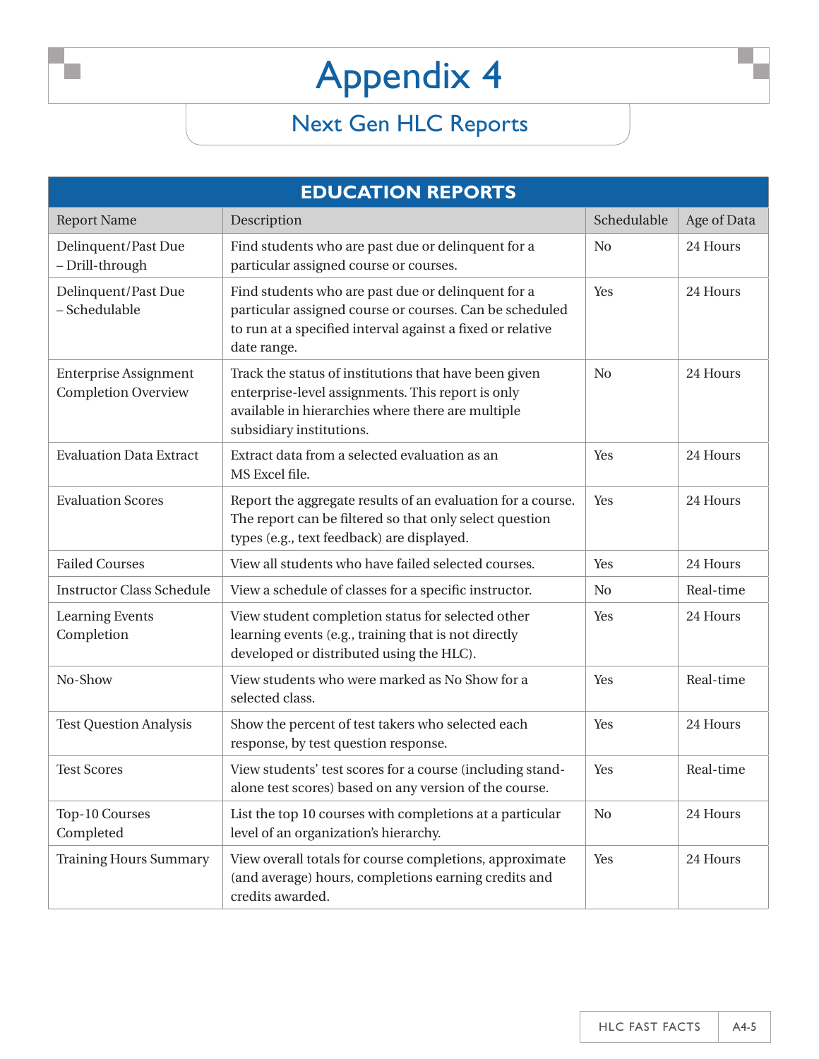# Appendix 4

## Next Gen HLC Reports

| EDUCATION REPORTS | | | |
|---|---|---|---|
| Report Name | Description | Schedulable | Age of Data |
| Delinquent/Past Due – Drill-through | Find students who are past due or delinquent for a particular assigned course or courses. | No | 24 Hours |
| Delinquent/Past Due – Schedulable | Find students who are past due or delinquent for a particular assigned course or courses. Can be scheduled to run at a specified interval against a fixed or relative date range. | Yes | 24 Hours |
| Enterprise Assignment Completion Overview | Track the status of institutions that have been given enterprise-level assignments. This report is only available in hierarchies where there are multiple subsidiary institutions. | No | 24 Hours |
| Evaluation Data Extract | Extract data from a selected evaluation as an MS Excel file. | Yes | 24 Hours |
| Evaluation Scores | Report the aggregate results of an evaluation for a course. The report can be filtered so that only select question types (e.g., text feedback) are displayed. | Yes | 24 Hours |
| Failed Courses | View all students who have failed selected courses. | Yes | 24 Hours |
| Instructor Class Schedule | View a schedule of classes for a specific instructor. | No | Real-time |
| Learning Events Completion | View student completion status for selected other learning events (e.g., training that is not directly developed or distributed using the HLC). | Yes | 24 Hours |
| No-Show | View students who were marked as No Show for a selected class. | Yes | Real-time |
| Test Question Analysis | Show the percent of test takers who selected each response, by test question response. | Yes | 24 Hours |
| Test Scores | View students' test scores for a course (including stand-alone test scores) based on any version of the course. | Yes | Real-time |
| Top-10 Courses Completed | List the top 10 courses with completions at a particular level of an organization's hierarchy. | No | 24 Hours |
| Training Hours Summary | View overall totals for course completions, approximate (and average) hours, completions earning credits and credits awarded. | Yes | 24 Hours |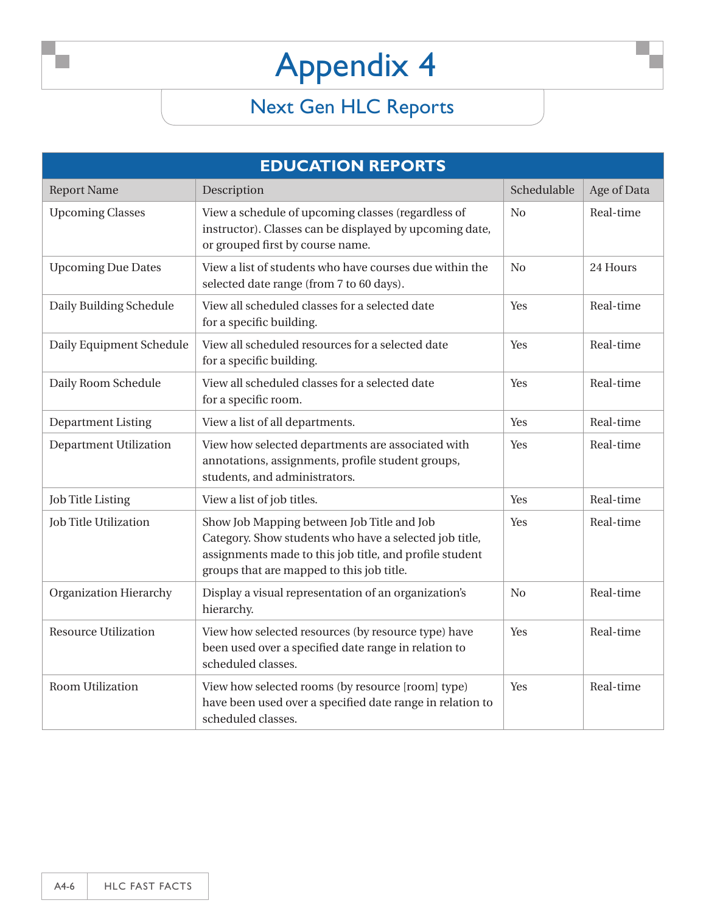# Appendix 4

## Next Gen HLC Reports

| EDUCATION REPORTS | | | |
|---|---|---|---|
| Report Name | Description | Schedulable | Age of Data |
| Upcoming Classes | View a schedule of upcoming classes (regardless of instructor). Classes can be displayed by upcoming date, or grouped first by course name. | No | Real-time |
| Upcoming Due Dates | View a list of students who have courses due within the selected date range (from 7 to 60 days). | No | 24 Hours |
| Daily Building Schedule | View all scheduled classes for a selected date for a specific building. | Yes | Real-time |
| Daily Equipment Schedule | View all scheduled resources for a selected date for a specific building. | Yes | Real-time |
| Daily Room Schedule | View all scheduled classes for a selected date for a specific room. | Yes | Real-time |
| Department Listing | View a list of all departments. | Yes | Real-time |
| Department Utilization | View how selected departments are associated with annotations, assignments, profile student groups, students, and administrators. | Yes | Real-time |
| Job Title Listing | View a list of job titles. | Yes | Real-time |
| Job Title Utilization | Show Job Mapping between Job Title and Job Category. Show students who have a selected job title, assignments made to this job title, and profile student groups that are mapped to this job title. | Yes | Real-time |
| Organization Hierarchy | Display a visual representation of an organization's hierarchy. | No | Real-time |
| Resource Utilization | View how selected resources (by resource type) have been used over a specified date range in relation to scheduled classes. | Yes | Real-time |
| Room Utilization | View how selected rooms (by resource [room] type) have been used over a specified date range in relation to scheduled classes. | Yes | Real-time |